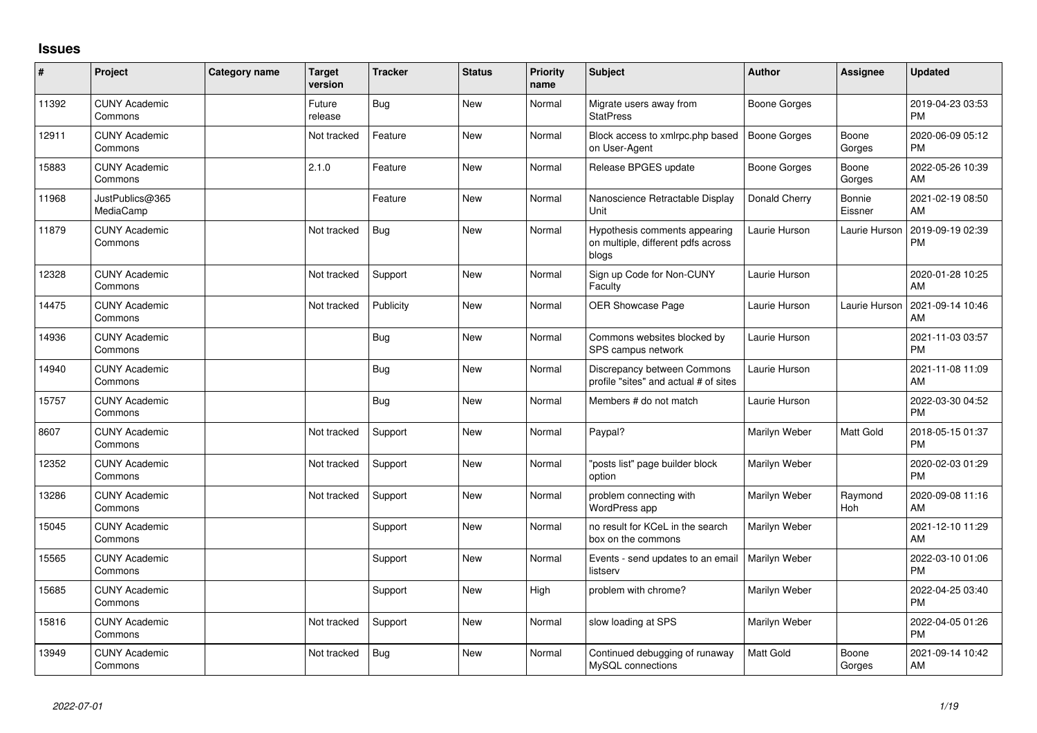# Issues

| # | Project | Category name | Target version | Tracker | Status | Priority name | Subject | Author | Assignee | Updated |
|---|---|---|---|---|---|---|---|---|---|---|
| 11392 | CUNY Academic Commons | | Future release | Bug | New | Normal | Migrate users away from StatPress | Boone Gorges | | 2019-04-23 03:53 PM |
| 12911 | CUNY Academic Commons | | Not tracked | Feature | New | Normal | Block access to xmlrpc.php based on User-Agent | Boone Gorges | Boone Gorges | 2020-06-09 05:12 PM |
| 15883 | CUNY Academic Commons | | 2.1.0 | Feature | New | Normal | Release BPGES update | Boone Gorges | Boone Gorges | 2022-05-26 10:39 AM |
| 11968 | JustPublics@365 MediaCamp | | | Feature | New | Normal | Nanoscience Retractable Display Unit | Donald Cherry | Bonnie Eissner | 2021-02-19 08:50 AM |
| 11879 | CUNY Academic Commons | | Not tracked | Bug | New | Normal | Hypothesis comments appearing on multiple, different pdfs across blogs | Laurie Hurson | Laurie Hurson | 2019-09-19 02:39 PM |
| 12328 | CUNY Academic Commons | | Not tracked | Support | New | Normal | Sign up Code for Non-CUNY Faculty | Laurie Hurson | | 2020-01-28 10:25 AM |
| 14475 | CUNY Academic Commons | | Not tracked | Publicity | New | Normal | OER Showcase Page | Laurie Hurson | Laurie Hurson | 2021-09-14 10:46 AM |
| 14936 | CUNY Academic Commons | | | Bug | New | Normal | Commons websites blocked by SPS campus network | Laurie Hurson | | 2021-11-03 03:57 PM |
| 14940 | CUNY Academic Commons | | | Bug | New | Normal | Discrepancy between Commons profile "sites" and actual # of sites | Laurie Hurson | | 2021-11-08 11:09 AM |
| 15757 | CUNY Academic Commons | | | Bug | New | Normal | Members # do not match | Laurie Hurson | | 2022-03-30 04:52 PM |
| 8607 | CUNY Academic Commons | | Not tracked | Support | New | Normal | Paypal? | Marilyn Weber | Matt Gold | 2018-05-15 01:37 PM |
| 12352 | CUNY Academic Commons | | Not tracked | Support | New | Normal | "posts list" page builder block option | Marilyn Weber | | 2020-02-03 01:29 PM |
| 13286 | CUNY Academic Commons | | Not tracked | Support | New | Normal | problem connecting with WordPress app | Marilyn Weber | Raymond Hoh | 2020-09-08 11:16 AM |
| 15045 | CUNY Academic Commons | | | Support | New | Normal | no result for KCeL in the search box on the commons | Marilyn Weber | | 2021-12-10 11:29 AM |
| 15565 | CUNY Academic Commons | | | Support | New | Normal | Events - send updates to an email listserv | Marilyn Weber | | 2022-03-10 01:06 PM |
| 15685 | CUNY Academic Commons | | | Support | New | High | problem with chrome? | Marilyn Weber | | 2022-04-25 03:40 PM |
| 15816 | CUNY Academic Commons | | Not tracked | Support | New | Normal | slow loading at SPS | Marilyn Weber | | 2022-04-05 01:26 PM |
| 13949 | CUNY Academic Commons | | Not tracked | Bug | New | Normal | Continued debugging of runaway MySQL connections | Matt Gold | Boone Gorges | 2021-09-14 10:42 AM |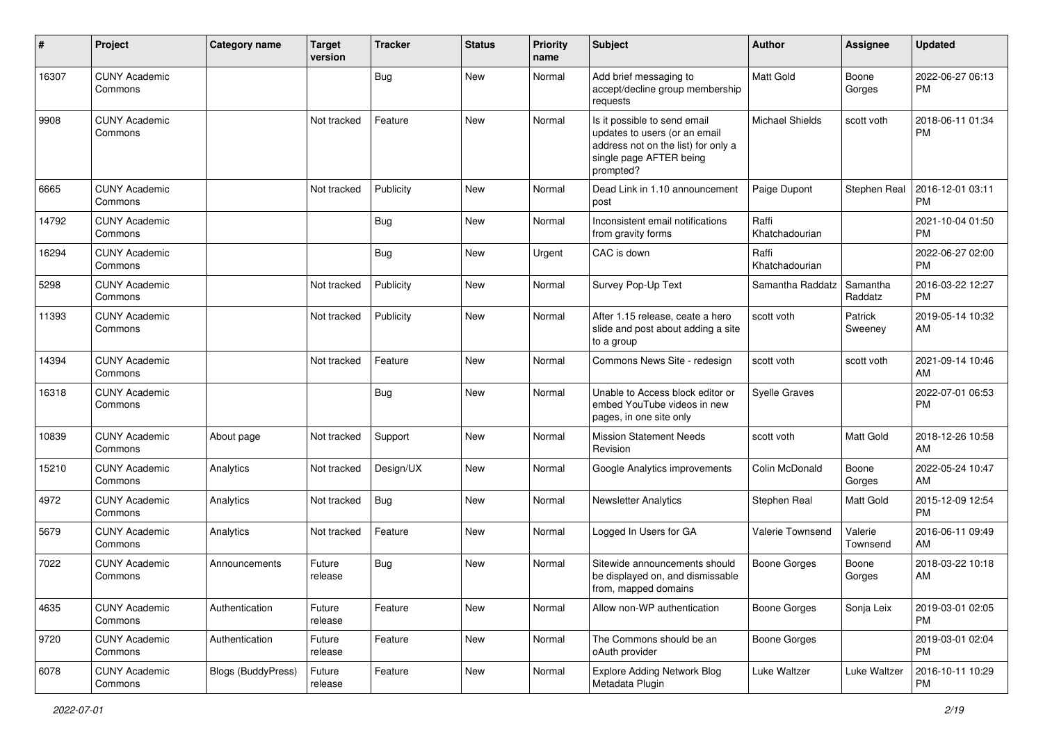| # | Project | Category name | Target version | Tracker | Status | Priority name | Subject | Author | Assignee | Updated |
|---|---|---|---|---|---|---|---|---|---|---|
| 16307 | CUNY Academic Commons | | | Bug | New | Normal | Add brief messaging to accept/decline group membership requests | Matt Gold | Boone Gorges | 2022-06-27 06:13 PM |
| 9908 | CUNY Academic Commons | | Not tracked | Feature | New | Normal | Is it possible to send email updates to users (or an email address not on the list) for only a single page AFTER being prompted? | Michael Shields | scott voth | 2018-06-11 01:34 PM |
| 6665 | CUNY Academic Commons | | Not tracked | Publicity | New | Normal | Dead Link in 1.10 announcement post | Paige Dupont | Stephen Real | 2016-12-01 03:11 PM |
| 14792 | CUNY Academic Commons | | | Bug | New | Normal | Inconsistent email notifications from gravity forms | Raffi Khatchadourian | | 2021-10-04 01:50 PM |
| 16294 | CUNY Academic Commons | | | Bug | New | Urgent | CAC is down | Raffi Khatchadourian | | 2022-06-27 02:00 PM |
| 5298 | CUNY Academic Commons | | Not tracked | Publicity | New | Normal | Survey Pop-Up Text | Samantha Raddatz | Samantha Raddatz | 2016-03-22 12:27 PM |
| 11393 | CUNY Academic Commons | | Not tracked | Publicity | New | Normal | After 1.15 release, ceate a hero slide and post about adding a site to a group | scott voth | Patrick Sweeney | 2019-05-14 10:32 AM |
| 14394 | CUNY Academic Commons | | Not tracked | Feature | New | Normal | Commons News Site - redesign | scott voth | scott voth | 2021-09-14 10:46 AM |
| 16318 | CUNY Academic Commons | | | Bug | New | Normal | Unable to Access block editor or embed YouTube videos in new pages, in one site only | Syelle Graves | | 2022-07-01 06:53 PM |
| 10839 | CUNY Academic Commons | About page | Not tracked | Support | New | Normal | Mission Statement Needs Revision | scott voth | Matt Gold | 2018-12-26 10:58 AM |
| 15210 | CUNY Academic Commons | Analytics | Not tracked | Design/UX | New | Normal | Google Analytics improvements | Colin McDonald | Boone Gorges | 2022-05-24 10:47 AM |
| 4972 | CUNY Academic Commons | Analytics | Not tracked | Bug | New | Normal | Newsletter Analytics | Stephen Real | Matt Gold | 2015-12-09 12:54 PM |
| 5679 | CUNY Academic Commons | Analytics | Not tracked | Feature | New | Normal | Logged In Users for GA | Valerie Townsend | Valerie Townsend | 2016-06-11 09:49 AM |
| 7022 | CUNY Academic Commons | Announcements | Future release | Bug | New | Normal | Sitewide announcements should be displayed on, and dismissable from, mapped domains | Boone Gorges | Boone Gorges | 2018-03-22 10:18 AM |
| 4635 | CUNY Academic Commons | Authentication | Future release | Feature | New | Normal | Allow non-WP authentication | Boone Gorges | Sonja Leix | 2019-03-01 02:05 PM |
| 9720 | CUNY Academic Commons | Authentication | Future release | Feature | New | Normal | The Commons should be an oAuth provider | Boone Gorges | | 2019-03-01 02:04 PM |
| 6078 | CUNY Academic Commons | Blogs (BuddyPress) | Future release | Feature | New | Normal | Explore Adding Network Blog Metadata Plugin | Luke Waltzer | Luke Waltzer | 2016-10-11 10:29 PM |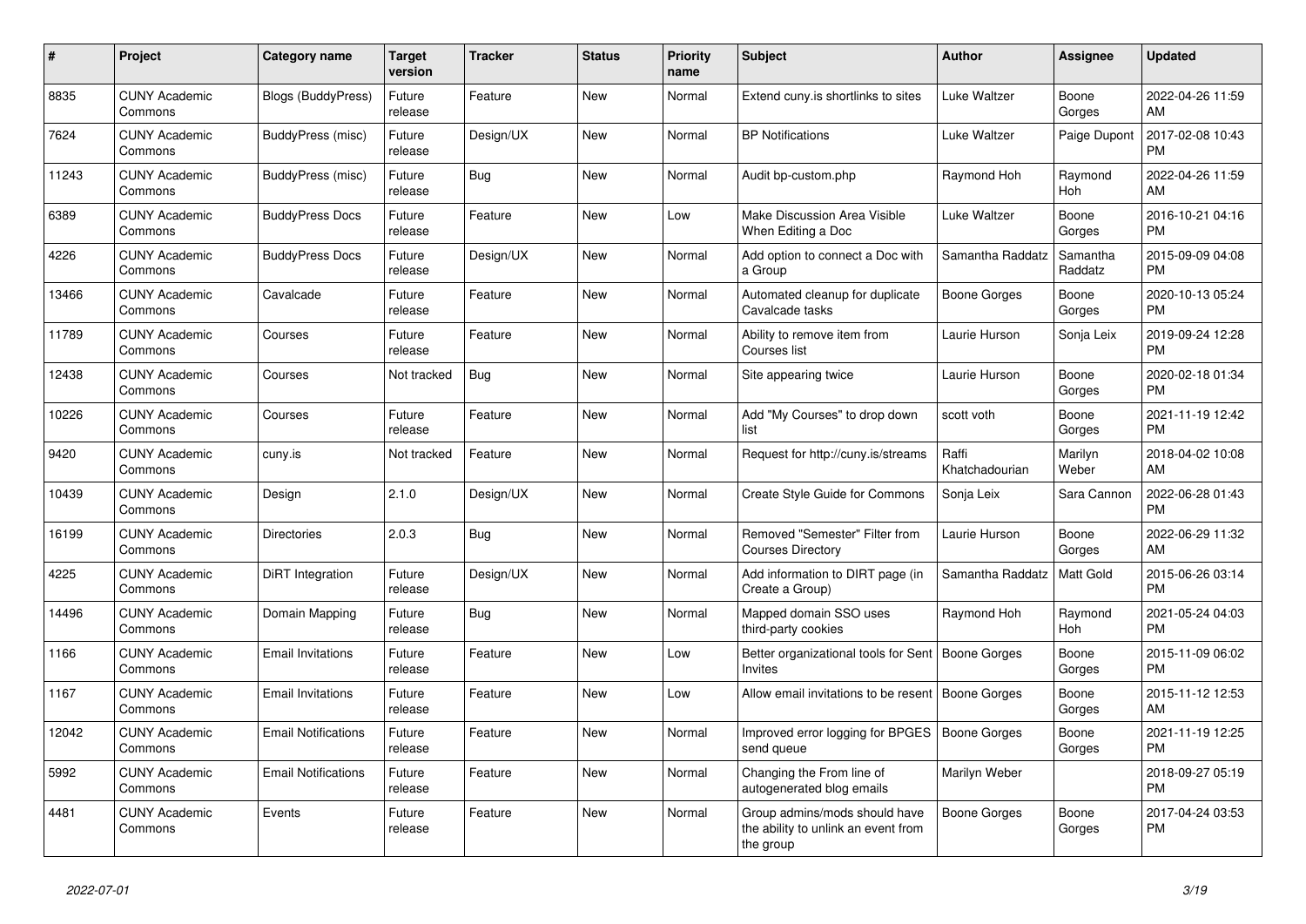| # | Project | Category name | Target version | Tracker | Status | Priority name | Subject | Author | Assignee | Updated |
|---|---|---|---|---|---|---|---|---|---|---|
| 8835 | CUNY Academic Commons | Blogs (BuddyPress) | Future release | Feature | New | Normal | Extend cuny.is shortlinks to sites | Luke Waltzer | Boone Gorges | 2022-04-26 11:59 AM |
| 7624 | CUNY Academic Commons | BuddyPress (misc) | Future release | Design/UX | New | Normal | BP Notifications | Luke Waltzer | Paige Dupont | 2017-02-08 10:43 PM |
| 11243 | CUNY Academic Commons | BuddyPress (misc) | Future release | Bug | New | Normal | Audit bp-custom.php | Raymond Hoh | Raymond Hoh | 2022-04-26 11:59 AM |
| 6389 | CUNY Academic Commons | BuddyPress Docs | Future release | Feature | New | Low | Make Discussion Area Visible When Editing a Doc | Luke Waltzer | Boone Gorges | 2016-10-21 04:16 PM |
| 4226 | CUNY Academic Commons | BuddyPress Docs | Future release | Design/UX | New | Normal | Add option to connect a Doc with a Group | Samantha Raddatz | Samantha Raddatz | 2015-09-09 04:08 PM |
| 13466 | CUNY Academic Commons | Cavalcade | Future release | Feature | New | Normal | Automated cleanup for duplicate Cavalcade tasks | Boone Gorges | Boone Gorges | 2020-10-13 05:24 PM |
| 11789 | CUNY Academic Commons | Courses | Future release | Feature | New | Normal | Ability to remove item from Courses list | Laurie Hurson | Sonja Leix | 2019-09-24 12:28 PM |
| 12438 | CUNY Academic Commons | Courses | Not tracked | Bug | New | Normal | Site appearing twice | Laurie Hurson | Boone Gorges | 2020-02-18 01:34 PM |
| 10226 | CUNY Academic Commons | Courses | Future release | Feature | New | Normal | Add "My Courses" to drop down list | scott voth | Boone Gorges | 2021-11-19 12:42 PM |
| 9420 | CUNY Academic Commons | cuny.is | Not tracked | Feature | New | Normal | Request for http://cuny.is/streams | Raffi Khatchadourian | Marilyn Weber | 2018-04-02 10:08 AM |
| 10439 | CUNY Academic Commons | Design | 2.1.0 | Design/UX | New | Normal | Create Style Guide for Commons | Sonja Leix | Sara Cannon | 2022-06-28 01:43 PM |
| 16199 | CUNY Academic Commons | Directories | 2.0.3 | Bug | New | Normal | Removed "Semester" Filter from Courses Directory | Laurie Hurson | Boone Gorges | 2022-06-29 11:32 AM |
| 4225 | CUNY Academic Commons | DiRT Integration | Future release | Design/UX | New | Normal | Add information to DIRT page (in Create a Group) | Samantha Raddatz | Matt Gold | 2015-06-26 03:14 PM |
| 14496 | CUNY Academic Commons | Domain Mapping | Future release | Bug | New | Normal | Mapped domain SSO uses third-party cookies | Raymond Hoh | Raymond Hoh | 2021-05-24 04:03 PM |
| 1166 | CUNY Academic Commons | Email Invitations | Future release | Feature | New | Low | Better organizational tools for Sent Invites | Boone Gorges | Boone Gorges | 2015-11-09 06:02 PM |
| 1167 | CUNY Academic Commons | Email Invitations | Future release | Feature | New | Low | Allow email invitations to be resent | Boone Gorges | Boone Gorges | 2015-11-12 12:53 AM |
| 12042 | CUNY Academic Commons | Email Notifications | Future release | Feature | New | Normal | Improved error logging for BPGES send queue | Boone Gorges | Boone Gorges | 2021-11-19 12:25 PM |
| 5992 | CUNY Academic Commons | Email Notifications | Future release | Feature | New | Normal | Changing the From line of autogenerated blog emails | Marilyn Weber | | 2018-09-27 05:19 PM |
| 4481 | CUNY Academic Commons | Events | Future release | Feature | New | Normal | Group admins/mods should have the ability to unlink an event from the group | Boone Gorges | Boone Gorges | 2017-04-24 03:53 PM |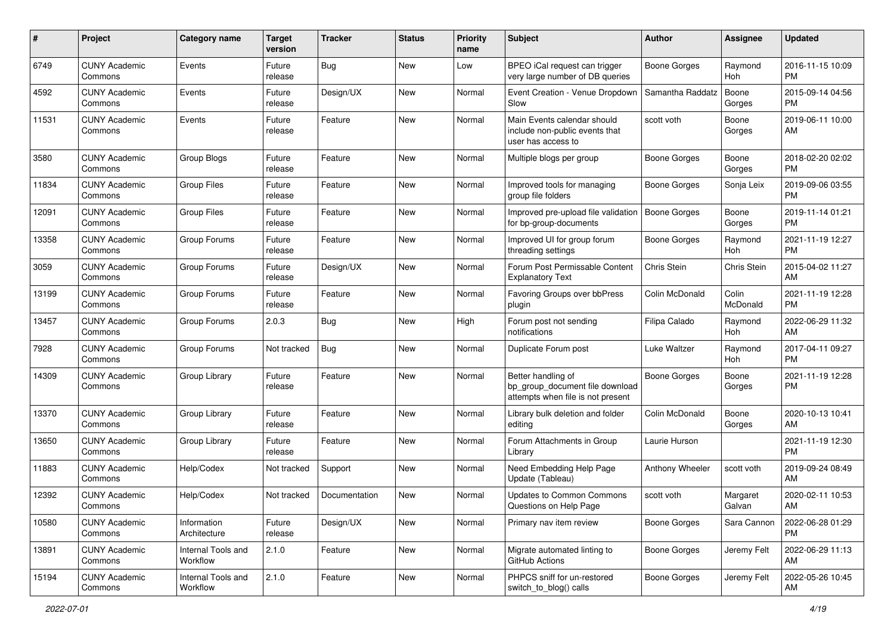| # | Project | Category name | Target version | Tracker | Status | Priority name | Subject | Author | Assignee | Updated |
|---|---|---|---|---|---|---|---|---|---|---|
| 6749 | CUNY Academic Commons | Events | Future release | Bug | New | Low | BPEO iCal request can trigger very large number of DB queries | Boone Gorges | Raymond Hoh | 2016-11-15 10:09 PM |
| 4592 | CUNY Academic Commons | Events | Future release | Design/UX | New | Normal | Event Creation - Venue Dropdown Slow | Samantha Raddatz | Boone Gorges | 2015-09-14 04:56 PM |
| 11531 | CUNY Academic Commons | Events | Future release | Feature | New | Normal | Main Events calendar should include non-public events that user has access to | scott voth | Boone Gorges | 2019-06-11 10:00 AM |
| 3580 | CUNY Academic Commons | Group Blogs | Future release | Feature | New | Normal | Multiple blogs per group | Boone Gorges | Boone Gorges | 2018-02-20 02:02 PM |
| 11834 | CUNY Academic Commons | Group Files | Future release | Feature | New | Normal | Improved tools for managing group file folders | Boone Gorges | Sonja Leix | 2019-09-06 03:55 PM |
| 12091 | CUNY Academic Commons | Group Files | Future release | Feature | New | Normal | Improved pre-upload file validation for bp-group-documents | Boone Gorges | Boone Gorges | 2019-11-14 01:21 PM |
| 13358 | CUNY Academic Commons | Group Forums | Future release | Feature | New | Normal | Improved UI for group forum threading settings | Boone Gorges | Raymond Hoh | 2021-11-19 12:27 PM |
| 3059 | CUNY Academic Commons | Group Forums | Future release | Design/UX | New | Normal | Forum Post Permissable Content Explanatory Text | Chris Stein | Chris Stein | 2015-04-02 11:27 AM |
| 13199 | CUNY Academic Commons | Group Forums | Future release | Feature | New | Normal | Favoring Groups over bbPress plugin | Colin McDonald | Colin McDonald | 2021-11-19 12:28 PM |
| 13457 | CUNY Academic Commons | Group Forums | 2.0.3 | Bug | New | High | Forum post not sending notifications | Filipa Calado | Raymond Hoh | 2022-06-29 11:32 AM |
| 7928 | CUNY Academic Commons | Group Forums | Not tracked | Bug | New | Normal | Duplicate Forum post | Luke Waltzer | Raymond Hoh | 2017-04-11 09:27 PM |
| 14309 | CUNY Academic Commons | Group Library | Future release | Feature | New | Normal | Better handling of bp_group_document file download attempts when file is not present | Boone Gorges | Boone Gorges | 2021-11-19 12:28 PM |
| 13370 | CUNY Academic Commons | Group Library | Future release | Feature | New | Normal | Library bulk deletion and folder editing | Colin McDonald | Boone Gorges | 2020-10-13 10:41 AM |
| 13650 | CUNY Academic Commons | Group Library | Future release | Feature | New | Normal | Forum Attachments in Group Library | Laurie Hurson | | 2021-11-19 12:30 PM |
| 11883 | CUNY Academic Commons | Help/Codex | Not tracked | Support | New | Normal | Need Embedding Help Page Update (Tableau) | Anthony Wheeler | scott voth | 2019-09-24 08:49 AM |
| 12392 | CUNY Academic Commons | Help/Codex | Not tracked | Documentation | New | Normal | Updates to Common Commons Questions on Help Page | scott voth | Margaret Galvan | 2020-02-11 10:53 AM |
| 10580 | CUNY Academic Commons | Information Architecture | Future release | Design/UX | New | Normal | Primary nav item review | Boone Gorges | Sara Cannon | 2022-06-28 01:29 PM |
| 13891 | CUNY Academic Commons | Internal Tools and Workflow | 2.1.0 | Feature | New | Normal | Migrate automated linting to GitHub Actions | Boone Gorges | Jeremy Felt | 2022-06-29 11:13 AM |
| 15194 | CUNY Academic Commons | Internal Tools and Workflow | 2.1.0 | Feature | New | Normal | PHPCS sniff for un-restored switch_to_blog() calls | Boone Gorges | Jeremy Felt | 2022-05-26 10:45 AM |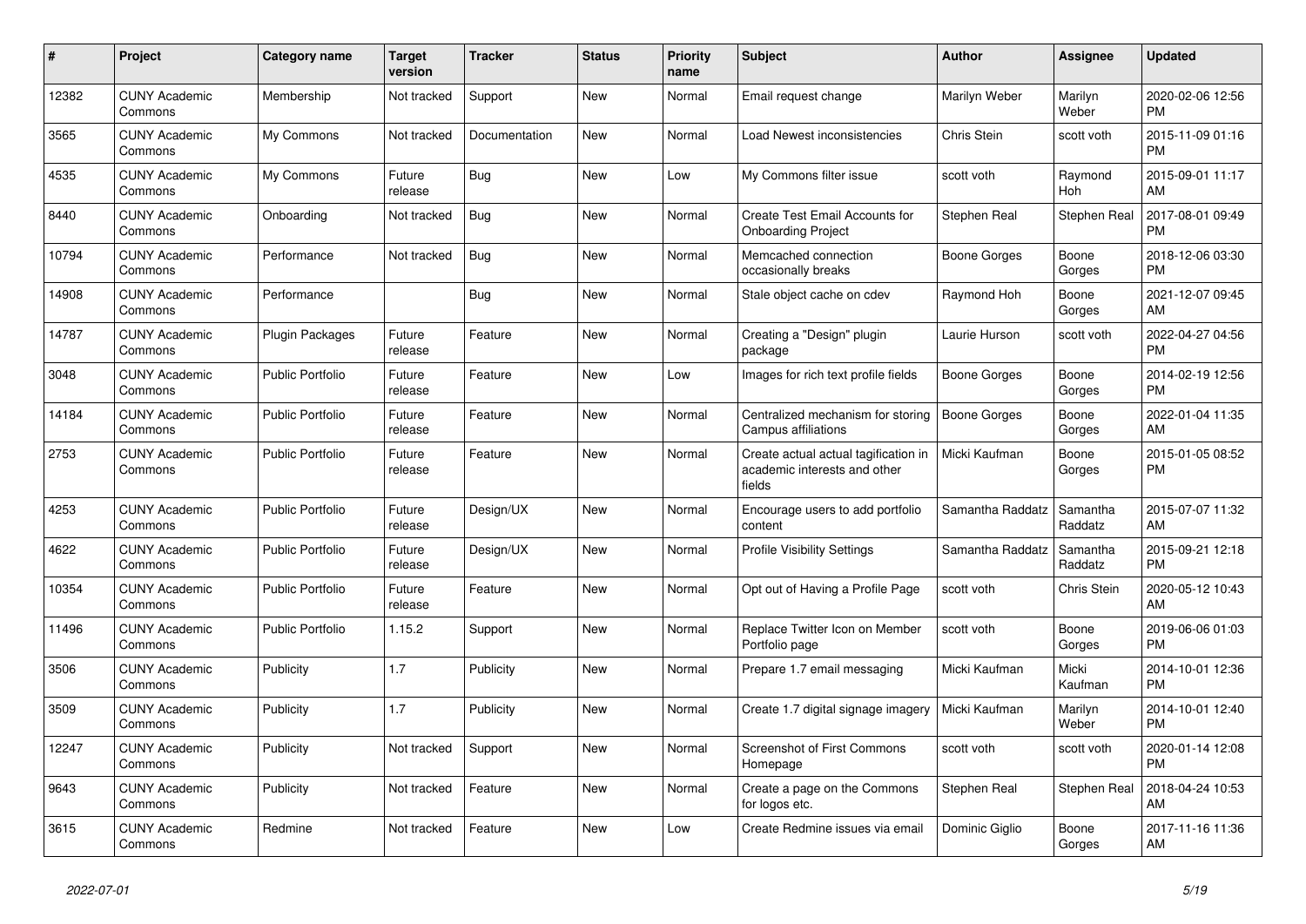| # | Project | Category name | Target version | Tracker | Status | Priority name | Subject | Author | Assignee | Updated |
|---|---|---|---|---|---|---|---|---|---|---|
| 12382 | CUNY Academic Commons | Membership | Not tracked | Support | New | Normal | Email request change | Marilyn Weber | Marilyn Weber | 2020-02-06 12:56 PM |
| 3565 | CUNY Academic Commons | My Commons | Not tracked | Documentation | New | Normal | Load Newest inconsistencies | Chris Stein | scott voth | 2015-11-09 01:16 PM |
| 4535 | CUNY Academic Commons | My Commons | Future release | Bug | New | Low | My Commons filter issue | scott voth | Raymond Hoh | 2015-09-01 11:17 AM |
| 8440 | CUNY Academic Commons | Onboarding | Not tracked | Bug | New | Normal | Create Test Email Accounts for Onboarding Project | Stephen Real | Stephen Real | 2017-08-01 09:49 PM |
| 10794 | CUNY Academic Commons | Performance | Not tracked | Bug | New | Normal | Memcached connection occasionally breaks | Boone Gorges | Boone Gorges | 2018-12-06 03:30 PM |
| 14908 | CUNY Academic Commons | Performance | | Bug | New | Normal | Stale object cache on cdev | Raymond Hoh | Boone Gorges | 2021-12-07 09:45 AM |
| 14787 | CUNY Academic Commons | Plugin Packages | Future release | Feature | New | Normal | Creating a "Design" plugin package | Laurie Hurson | scott voth | 2022-04-27 04:56 PM |
| 3048 | CUNY Academic Commons | Public Portfolio | Future release | Feature | New | Low | Images for rich text profile fields | Boone Gorges | Boone Gorges | 2014-02-19 12:56 PM |
| 14184 | CUNY Academic Commons | Public Portfolio | Future release | Feature | New | Normal | Centralized mechanism for storing Campus affiliations | Boone Gorges | Boone Gorges | 2022-01-04 11:35 AM |
| 2753 | CUNY Academic Commons | Public Portfolio | Future release | Feature | New | Normal | Create actual actual tagification in academic interests and other fields | Micki Kaufman | Boone Gorges | 2015-01-05 08:52 PM |
| 4253 | CUNY Academic Commons | Public Portfolio | Future release | Design/UX | New | Normal | Encourage users to add portfolio content | Samantha Raddatz | Samantha Raddatz | 2015-07-07 11:32 AM |
| 4622 | CUNY Academic Commons | Public Portfolio | Future release | Design/UX | New | Normal | Profile Visibility Settings | Samantha Raddatz | Samantha Raddatz | 2015-09-21 12:18 PM |
| 10354 | CUNY Academic Commons | Public Portfolio | Future release | Feature | New | Normal | Opt out of Having a Profile Page | scott voth | Chris Stein | 2020-05-12 10:43 AM |
| 11496 | CUNY Academic Commons | Public Portfolio | 1.15.2 | Support | New | Normal | Replace Twitter Icon on Member Portfolio page | scott voth | Boone Gorges | 2019-06-06 01:03 PM |
| 3506 | CUNY Academic Commons | Publicity | 1.7 | Publicity | New | Normal | Prepare 1.7 email messaging | Micki Kaufman | Micki Kaufman | 2014-10-01 12:36 PM |
| 3509 | CUNY Academic Commons | Publicity | 1.7 | Publicity | New | Normal | Create 1.7 digital signage imagery | Micki Kaufman | Marilyn Weber | 2014-10-01 12:40 PM |
| 12247 | CUNY Academic Commons | Publicity | Not tracked | Support | New | Normal | Screenshot of First Commons Homepage | scott voth | scott voth | 2020-01-14 12:08 PM |
| 9643 | CUNY Academic Commons | Publicity | Not tracked | Feature | New | Normal | Create a page on the Commons for logos etc. | Stephen Real | Stephen Real | 2018-04-24 10:53 AM |
| 3615 | CUNY Academic Commons | Redmine | Not tracked | Feature | New | Low | Create Redmine issues via email | Dominic Giglio | Boone Gorges | 2017-11-16 11:36 AM |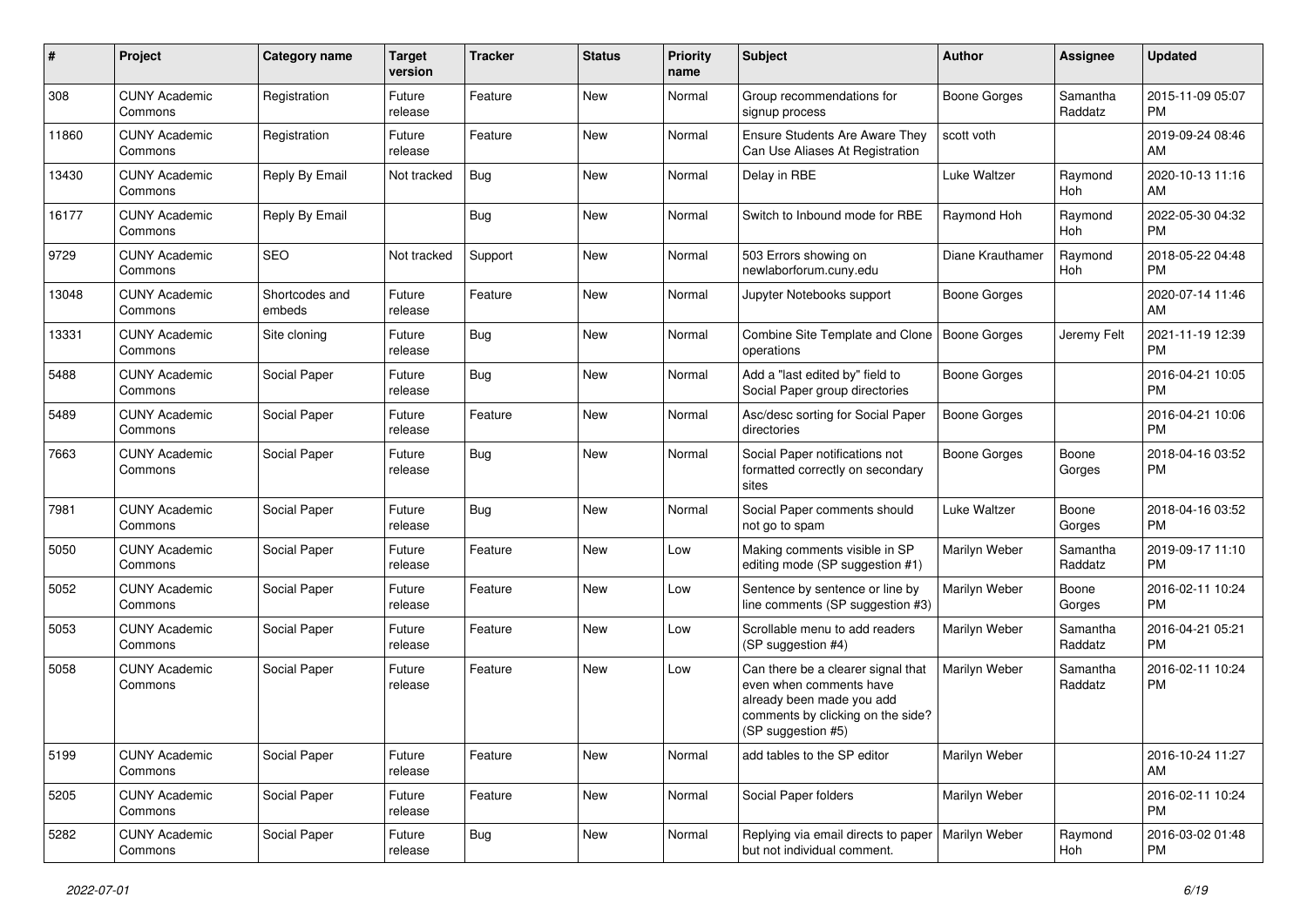| # | Project | Category name | Target version | Tracker | Status | Priority name | Subject | Author | Assignee | Updated |
|---|---|---|---|---|---|---|---|---|---|---|
| 308 | CUNY Academic Commons | Registration | Future release | Feature | New | Normal | Group recommendations for signup process | Boone Gorges | Samantha Raddatz | 2015-11-09 05:07 PM |
| 11860 | CUNY Academic Commons | Registration | Future release | Feature | New | Normal | Ensure Students Are Aware They Can Use Aliases At Registration | scott voth | | 2019-09-24 08:46 AM |
| 13430 | CUNY Academic Commons | Reply By Email | Not tracked | Bug | New | Normal | Delay in RBE | Luke Waltzer | Raymond Hoh | 2020-10-13 11:16 AM |
| 16177 | CUNY Academic Commons | Reply By Email | | Bug | New | Normal | Switch to Inbound mode for RBE | Raymond Hoh | Raymond Hoh | 2022-05-30 04:32 PM |
| 9729 | CUNY Academic Commons | SEO | Not tracked | Support | New | Normal | 503 Errors showing on newlaborforum.cuny.edu | Diane Krauthamer | Raymond Hoh | 2018-05-22 04:48 PM |
| 13048 | CUNY Academic Commons | Shortcodes and embeds | Future release | Feature | New | Normal | Jupyter Notebooks support | Boone Gorges | | 2020-07-14 11:46 AM |
| 13331 | CUNY Academic Commons | Site cloning | Future release | Bug | New | Normal | Combine Site Template and Clone operations | Boone Gorges | Jeremy Felt | 2021-11-19 12:39 PM |
| 5488 | CUNY Academic Commons | Social Paper | Future release | Bug | New | Normal | Add a "last edited by" field to Social Paper group directories | Boone Gorges | | 2016-04-21 10:05 PM |
| 5489 | CUNY Academic Commons | Social Paper | Future release | Feature | New | Normal | Asc/desc sorting for Social Paper directories | Boone Gorges | | 2016-04-21 10:06 PM |
| 7663 | CUNY Academic Commons | Social Paper | Future release | Bug | New | Normal | Social Paper notifications not formatted correctly on secondary sites | Boone Gorges | Boone Gorges | 2018-04-16 03:52 PM |
| 7981 | CUNY Academic Commons | Social Paper | Future release | Bug | New | Normal | Social Paper comments should not go to spam | Luke Waltzer | Boone Gorges | 2018-04-16 03:52 PM |
| 5050 | CUNY Academic Commons | Social Paper | Future release | Feature | New | Low | Making comments visible in SP editing mode (SP suggestion #1) | Marilyn Weber | Samantha Raddatz | 2019-09-17 11:10 PM |
| 5052 | CUNY Academic Commons | Social Paper | Future release | Feature | New | Low | Sentence by sentence or line by line comments (SP suggestion #3) | Marilyn Weber | Boone Gorges | 2016-02-11 10:24 PM |
| 5053 | CUNY Academic Commons | Social Paper | Future release | Feature | New | Low | Scrollable menu to add readers (SP suggestion #4) | Marilyn Weber | Samantha Raddatz | 2016-04-21 05:21 PM |
| 5058 | CUNY Academic Commons | Social Paper | Future release | Feature | New | Low | Can there be a clearer signal that even when comments have already been made you add comments by clicking on the side? (SP suggestion #5) | Marilyn Weber | Samantha Raddatz | 2016-02-11 10:24 PM |
| 5199 | CUNY Academic Commons | Social Paper | Future release | Feature | New | Normal | add tables to the SP editor | Marilyn Weber | | 2016-10-24 11:27 AM |
| 5205 | CUNY Academic Commons | Social Paper | Future release | Feature | New | Normal | Social Paper folders | Marilyn Weber | | 2016-02-11 10:24 PM |
| 5282 | CUNY Academic Commons | Social Paper | Future release | Bug | New | Normal | Replying via email directs to paper but not individual comment. | Marilyn Weber | Raymond Hoh | 2016-03-02 01:48 PM |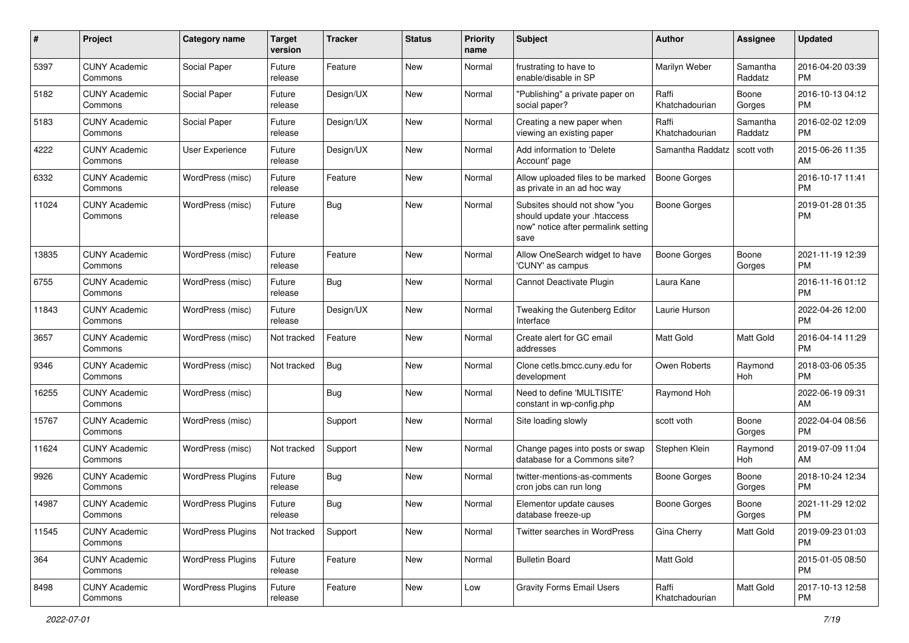| # | Project | Category name | Target version | Tracker | Status | Priority name | Subject | Author | Assignee | Updated |
|---|---|---|---|---|---|---|---|---|---|---|
| 5397 | CUNY Academic Commons | Social Paper | Future release | Feature | New | Normal | frustrating to have to enable/disable in SP | Marilyn Weber | Samantha Raddatz | 2016-04-20 03:39 PM |
| 5182 | CUNY Academic Commons | Social Paper | Future release | Design/UX | New | Normal | "Publishing" a private paper on social paper? | Raffi Khatchadourian | Boone Gorges | 2016-10-13 04:12 PM |
| 5183 | CUNY Academic Commons | Social Paper | Future release | Design/UX | New | Normal | Creating a new paper when viewing an existing paper | Raffi Khatchadourian | Samantha Raddatz | 2016-02-02 12:09 PM |
| 4222 | CUNY Academic Commons | User Experience | Future release | Design/UX | New | Normal | Add information to 'Delete Account' page | Samantha Raddatz | scott voth | 2015-06-26 11:35 AM |
| 6332 | CUNY Academic Commons | WordPress (misc) | Future release | Feature | New | Normal | Allow uploaded files to be marked as private in an ad hoc way | Boone Gorges | | 2016-10-17 11:41 PM |
| 11024 | CUNY Academic Commons | WordPress (misc) | Future release | Bug | New | Normal | Subsites should not show "you should update your .htaccess now" notice after permalink setting save | Boone Gorges | | 2019-01-28 01:35 PM |
| 13835 | CUNY Academic Commons | WordPress (misc) | Future release | Feature | New | Normal | Allow OneSearch widget to have 'CUNY' as campus | Boone Gorges | Boone Gorges | 2021-11-19 12:39 PM |
| 6755 | CUNY Academic Commons | WordPress (misc) | Future release | Bug | New | Normal | Cannot Deactivate Plugin | Laura Kane | | 2016-11-16 01:12 PM |
| 11843 | CUNY Academic Commons | WordPress (misc) | Future release | Design/UX | New | Normal | Tweaking the Gutenberg Editor Interface | Laurie Hurson | | 2022-04-26 12:00 PM |
| 3657 | CUNY Academic Commons | WordPress (misc) | Not tracked | Feature | New | Normal | Create alert for GC email addresses | Matt Gold | Matt Gold | 2016-04-14 11:29 PM |
| 9346 | CUNY Academic Commons | WordPress (misc) | Not tracked | Bug | New | Normal | Clone cetls.bmcc.cuny.edu for development | Owen Roberts | Raymond Hoh | 2018-03-06 05:35 PM |
| 16255 | CUNY Academic Commons | WordPress (misc) | | Bug | New | Normal | Need to define 'MULTISITE' constant in wp-config.php | Raymond Hoh | | 2022-06-19 09:31 AM |
| 15767 | CUNY Academic Commons | WordPress (misc) | | Support | New | Normal | Site loading slowly | scott voth | Boone Gorges | 2022-04-04 08:56 PM |
| 11624 | CUNY Academic Commons | WordPress (misc) | Not tracked | Support | New | Normal | Change pages into posts or swap database for a Commons site? | Stephen Klein | Raymond Hoh | 2019-07-09 11:04 AM |
| 9926 | CUNY Academic Commons | WordPress Plugins | Future release | Bug | New | Normal | twitter-mentions-as-comments cron jobs can run long | Boone Gorges | Boone Gorges | 2018-10-24 12:34 PM |
| 14987 | CUNY Academic Commons | WordPress Plugins | Future release | Bug | New | Normal | Elementor update causes database freeze-up | Boone Gorges | Boone Gorges | 2021-11-29 12:02 PM |
| 11545 | CUNY Academic Commons | WordPress Plugins | Not tracked | Support | New | Normal | Twitter searches in WordPress | Gina Cherry | Matt Gold | 2019-09-23 01:03 PM |
| 364 | CUNY Academic Commons | WordPress Plugins | Future release | Feature | New | Normal | Bulletin Board | Matt Gold | | 2015-01-05 08:50 PM |
| 8498 | CUNY Academic Commons | WordPress Plugins | Future release | Feature | New | Low | Gravity Forms Email Users | Raffi Khatchadourian | Matt Gold | 2017-10-13 12:58 PM |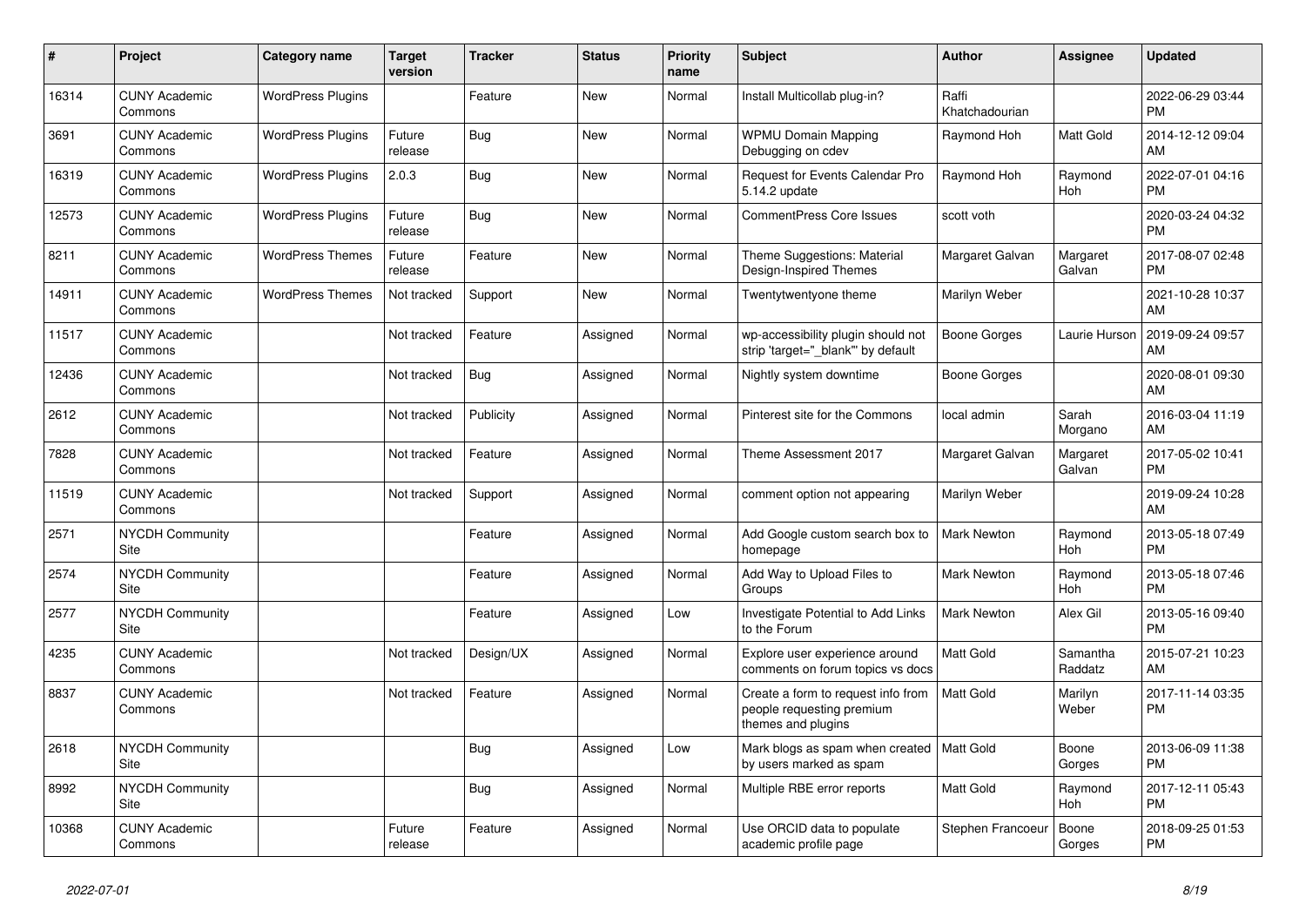| # | Project | Category name | Target version | Tracker | Status | Priority name | Subject | Author | Assignee | Updated |
|---|---|---|---|---|---|---|---|---|---|---|
| 16314 | CUNY Academic Commons | WordPress Plugins | | Feature | New | Normal | Install Multicollab plug-in? | Raffi Khatchadourian | | 2022-06-29 03:44 PM |
| 3691 | CUNY Academic Commons | WordPress Plugins | Future release | Bug | New | Normal | WPMU Domain Mapping Debugging on cdev | Raymond Hoh | Matt Gold | 2014-12-12 09:04 AM |
| 16319 | CUNY Academic Commons | WordPress Plugins | 2.0.3 | Bug | New | Normal | Request for Events Calendar Pro 5.14.2 update | Raymond Hoh | Raymond Hoh | 2022-07-01 04:16 PM |
| 12573 | CUNY Academic Commons | WordPress Plugins | Future release | Bug | New | Normal | CommentPress Core Issues | scott voth | | 2020-03-24 04:32 PM |
| 8211 | CUNY Academic Commons | WordPress Themes | Future release | Feature | New | Normal | Theme Suggestions: Material Design-Inspired Themes | Margaret Galvan | Margaret Galvan | 2017-08-07 02:48 PM |
| 14911 | CUNY Academic Commons | WordPress Themes | Not tracked | Support | New | Normal | Twentytwentyone theme | Marilyn Weber | | 2021-10-28 10:37 AM |
| 11517 | CUNY Academic Commons | | Not tracked | Feature | Assigned | Normal | wp-accessibility plugin should not strip 'target="_blank"' by default | Boone Gorges | Laurie Hurson | 2019-09-24 09:57 AM |
| 12436 | CUNY Academic Commons | | Not tracked | Bug | Assigned | Normal | Nightly system downtime | Boone Gorges | | 2020-08-01 09:30 AM |
| 2612 | CUNY Academic Commons | | Not tracked | Publicity | Assigned | Normal | Pinterest site for the Commons | local admin | Sarah Morgano | 2016-03-04 11:19 AM |
| 7828 | CUNY Academic Commons | | Not tracked | Feature | Assigned | Normal | Theme Assessment 2017 | Margaret Galvan | Margaret Galvan | 2017-05-02 10:41 PM |
| 11519 | CUNY Academic Commons | | Not tracked | Support | Assigned | Normal | comment option not appearing | Marilyn Weber | | 2019-09-24 10:28 AM |
| 2571 | NYCDH Community Site | | | Feature | Assigned | Normal | Add Google custom search box to homepage | Mark Newton | Raymond Hoh | 2013-05-18 07:49 PM |
| 2574 | NYCDH Community Site | | | Feature | Assigned | Normal | Add Way to Upload Files to Groups | Mark Newton | Raymond Hoh | 2013-05-18 07:46 PM |
| 2577 | NYCDH Community Site | | | Feature | Assigned | Low | Investigate Potential to Add Links to the Forum | Mark Newton | Alex Gil | 2013-05-16 09:40 PM |
| 4235 | CUNY Academic Commons | | Not tracked | Design/UX | Assigned | Normal | Explore user experience around comments on forum topics vs docs | Matt Gold | Samantha Raddatz | 2015-07-21 10:23 AM |
| 8837 | CUNY Academic Commons | | Not tracked | Feature | Assigned | Normal | Create a form to request info from people requesting premium themes and plugins | Matt Gold | Marilyn Weber | 2017-11-14 03:35 PM |
| 2618 | NYCDH Community Site | | | Bug | Assigned | Low | Mark blogs as spam when created by users marked as spam | Matt Gold | Boone Gorges | 2013-06-09 11:38 PM |
| 8992 | NYCDH Community Site | | | Bug | Assigned | Normal | Multiple RBE error reports | Matt Gold | Raymond Hoh | 2017-12-11 05:43 PM |
| 10368 | CUNY Academic Commons | | Future release | Feature | Assigned | Normal | Use ORCID data to populate academic profile page | Stephen Francoeur | Boone Gorges | 2018-09-25 01:53 PM |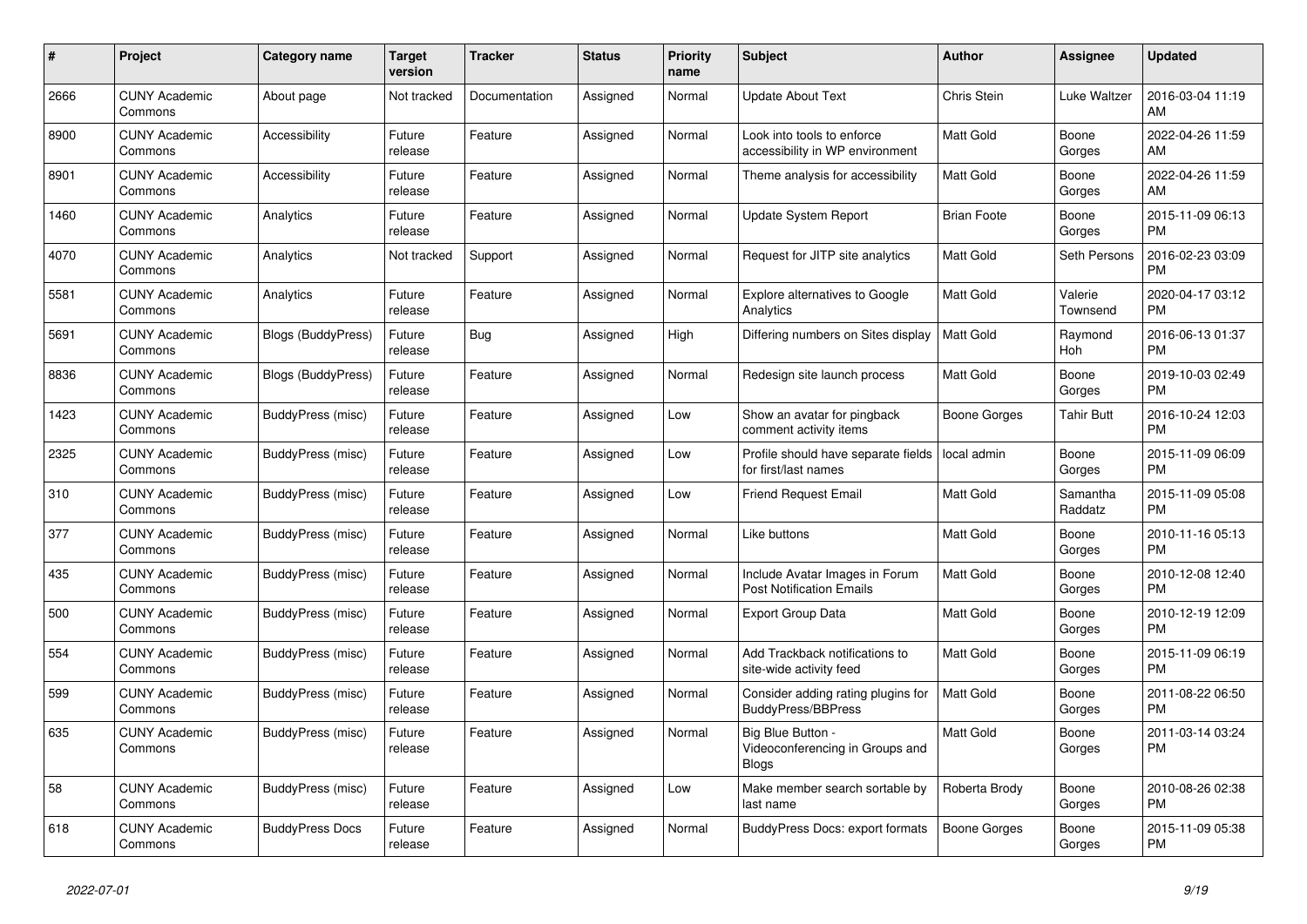| # | Project | Category name | Target version | Tracker | Status | Priority name | Subject | Author | Assignee | Updated |
|---|---|---|---|---|---|---|---|---|---|---|
| 2666 | CUNY Academic Commons | About page | Not tracked | Documentation | Assigned | Normal | Update About Text | Chris Stein | Luke Waltzer | 2016-03-04 11:19 AM |
| 8900 | CUNY Academic Commons | Accessibility | Future release | Feature | Assigned | Normal | Look into tools to enforce accessibility in WP environment | Matt Gold | Boone Gorges | 2022-04-26 11:59 AM |
| 8901 | CUNY Academic Commons | Accessibility | Future release | Feature | Assigned | Normal | Theme analysis for accessibility | Matt Gold | Boone Gorges | 2022-04-26 11:59 AM |
| 1460 | CUNY Academic Commons | Analytics | Future release | Feature | Assigned | Normal | Update System Report | Brian Foote | Boone Gorges | 2015-11-09 06:13 PM |
| 4070 | CUNY Academic Commons | Analytics | Not tracked | Support | Assigned | Normal | Request for JITP site analytics | Matt Gold | Seth Persons | 2016-02-23 03:09 PM |
| 5581 | CUNY Academic Commons | Analytics | Future release | Feature | Assigned | Normal | Explore alternatives to Google Analytics | Matt Gold | Valerie Townsend | 2020-04-17 03:12 PM |
| 5691 | CUNY Academic Commons | Blogs (BuddyPress) | Future release | Bug | Assigned | High | Differing numbers on Sites display | Matt Gold | Raymond Hoh | 2016-06-13 01:37 PM |
| 8836 | CUNY Academic Commons | Blogs (BuddyPress) | Future release | Feature | Assigned | Normal | Redesign site launch process | Matt Gold | Boone Gorges | 2019-10-03 02:49 PM |
| 1423 | CUNY Academic Commons | BuddyPress (misc) | Future release | Feature | Assigned | Low | Show an avatar for pingback comment activity items | Boone Gorges | Tahir Butt | 2016-10-24 12:03 PM |
| 2325 | CUNY Academic Commons | BuddyPress (misc) | Future release | Feature | Assigned | Low | Profile should have separate fields for first/last names | local admin | Boone Gorges | 2015-11-09 06:09 PM |
| 310 | CUNY Academic Commons | BuddyPress (misc) | Future release | Feature | Assigned | Low | Friend Request Email | Matt Gold | Samantha Raddatz | 2015-11-09 05:08 PM |
| 377 | CUNY Academic Commons | BuddyPress (misc) | Future release | Feature | Assigned | Normal | Like buttons | Matt Gold | Boone Gorges | 2010-11-16 05:13 PM |
| 435 | CUNY Academic Commons | BuddyPress (misc) | Future release | Feature | Assigned | Normal | Include Avatar Images in Forum Post Notification Emails | Matt Gold | Boone Gorges | 2010-12-08 12:40 PM |
| 500 | CUNY Academic Commons | BuddyPress (misc) | Future release | Feature | Assigned | Normal | Export Group Data | Matt Gold | Boone Gorges | 2010-12-19 12:09 PM |
| 554 | CUNY Academic Commons | BuddyPress (misc) | Future release | Feature | Assigned | Normal | Add Trackback notifications to site-wide activity feed | Matt Gold | Boone Gorges | 2015-11-09 06:19 PM |
| 599 | CUNY Academic Commons | BuddyPress (misc) | Future release | Feature | Assigned | Normal | Consider adding rating plugins for BuddyPress/BBPress | Matt Gold | Boone Gorges | 2011-08-22 06:50 PM |
| 635 | CUNY Academic Commons | BuddyPress (misc) | Future release | Feature | Assigned | Normal | Big Blue Button - Videoconferencing in Groups and Blogs | Matt Gold | Boone Gorges | 2011-03-14 03:24 PM |
| 58 | CUNY Academic Commons | BuddyPress (misc) | Future release | Feature | Assigned | Low | Make member search sortable by last name | Roberta Brody | Boone Gorges | 2010-08-26 02:38 PM |
| 618 | CUNY Academic Commons | BuddyPress Docs | Future release | Feature | Assigned | Normal | BuddyPress Docs: export formats | Boone Gorges | Boone Gorges | 2015-11-09 05:38 PM |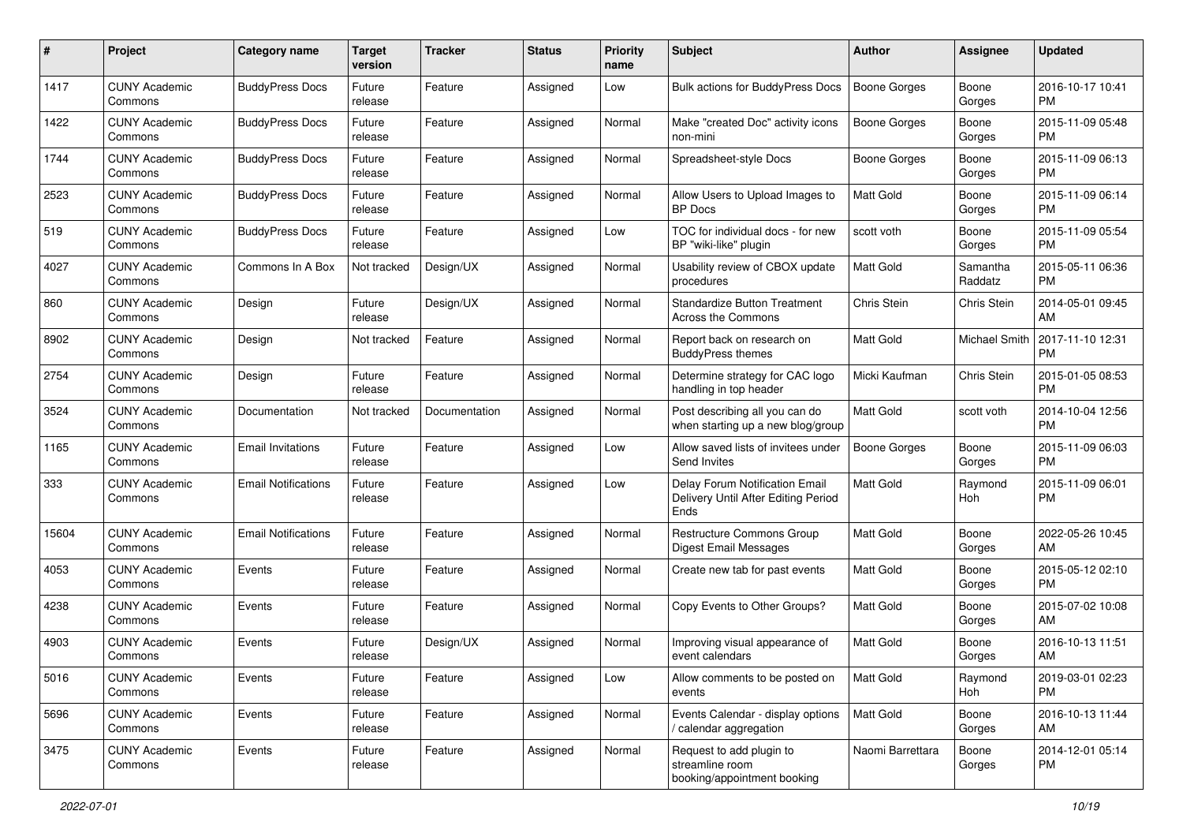| # | Project | Category name | Target version | Tracker | Status | Priority name | Subject | Author | Assignee | Updated |
| --- | --- | --- | --- | --- | --- | --- | --- | --- | --- | --- |
| 1417 | CUNY Academic Commons | BuddyPress Docs | Future release | Feature | Assigned | Low | Bulk actions for BuddyPress Docs | Boone Gorges | Boone Gorges | 2016-10-17 10:41 PM |
| 1422 | CUNY Academic Commons | BuddyPress Docs | Future release | Feature | Assigned | Normal | Make "created Doc" activity icons non-mini | Boone Gorges | Boone Gorges | 2015-11-09 05:48 PM |
| 1744 | CUNY Academic Commons | BuddyPress Docs | Future release | Feature | Assigned | Normal | Spreadsheet-style Docs | Boone Gorges | Boone Gorges | 2015-11-09 06:13 PM |
| 2523 | CUNY Academic Commons | BuddyPress Docs | Future release | Feature | Assigned | Normal | Allow Users to Upload Images to BP Docs | Matt Gold | Boone Gorges | 2015-11-09 06:14 PM |
| 519 | CUNY Academic Commons | BuddyPress Docs | Future release | Feature | Assigned | Low | TOC for individual docs - for new BP "wiki-like" plugin | scott voth | Boone Gorges | 2015-11-09 05:54 PM |
| 4027 | CUNY Academic Commons | Commons In A Box | Not tracked | Design/UX | Assigned | Normal | Usability review of CBOX update procedures | Matt Gold | Samantha Raddatz | 2015-05-11 06:36 PM |
| 860 | CUNY Academic Commons | Design | Future release | Design/UX | Assigned | Normal | Standardize Button Treatment Across the Commons | Chris Stein | Chris Stein | 2014-05-01 09:45 AM |
| 8902 | CUNY Academic Commons | Design | Not tracked | Feature | Assigned | Normal | Report back on research on BuddyPress themes | Matt Gold | Michael Smith | 2017-11-10 12:31 PM |
| 2754 | CUNY Academic Commons | Design | Future release | Feature | Assigned | Normal | Determine strategy for CAC logo handling in top header | Micki Kaufman | Chris Stein | 2015-01-05 08:53 PM |
| 3524 | CUNY Academic Commons | Documentation | Not tracked | Documentation | Assigned | Normal | Post describing all you can do when starting up a new blog/group | Matt Gold | scott voth | 2014-10-04 12:56 PM |
| 1165 | CUNY Academic Commons | Email Invitations | Future release | Feature | Assigned | Low | Allow saved lists of invitees under Send Invites | Boone Gorges | Boone Gorges | 2015-11-09 06:03 PM |
| 333 | CUNY Academic Commons | Email Notifications | Future release | Feature | Assigned | Low | Delay Forum Notification Email Delivery Until After Editing Period Ends | Matt Gold | Raymond Hoh | 2015-11-09 06:01 PM |
| 15604 | CUNY Academic Commons | Email Notifications | Future release | Feature | Assigned | Normal | Restructure Commons Group Digest Email Messages | Matt Gold | Boone Gorges | 2022-05-26 10:45 AM |
| 4053 | CUNY Academic Commons | Events | Future release | Feature | Assigned | Normal | Create new tab for past events | Matt Gold | Boone Gorges | 2015-05-12 02:10 PM |
| 4238 | CUNY Academic Commons | Events | Future release | Feature | Assigned | Normal | Copy Events to Other Groups? | Matt Gold | Boone Gorges | 2015-07-02 10:08 AM |
| 4903 | CUNY Academic Commons | Events | Future release | Design/UX | Assigned | Normal | Improving visual appearance of event calendars | Matt Gold | Boone Gorges | 2016-10-13 11:51 AM |
| 5016 | CUNY Academic Commons | Events | Future release | Feature | Assigned | Low | Allow comments to be posted on events | Matt Gold | Raymond Hoh | 2019-03-01 02:23 PM |
| 5696 | CUNY Academic Commons | Events | Future release | Feature | Assigned | Normal | Events Calendar - display options / calendar aggregation | Matt Gold | Boone Gorges | 2016-10-13 11:44 AM |
| 3475 | CUNY Academic Commons | Events | Future release | Feature | Assigned | Normal | Request to add plugin to streamline room booking/appointment booking | Naomi Barrettara | Boone Gorges | 2014-12-01 05:14 PM |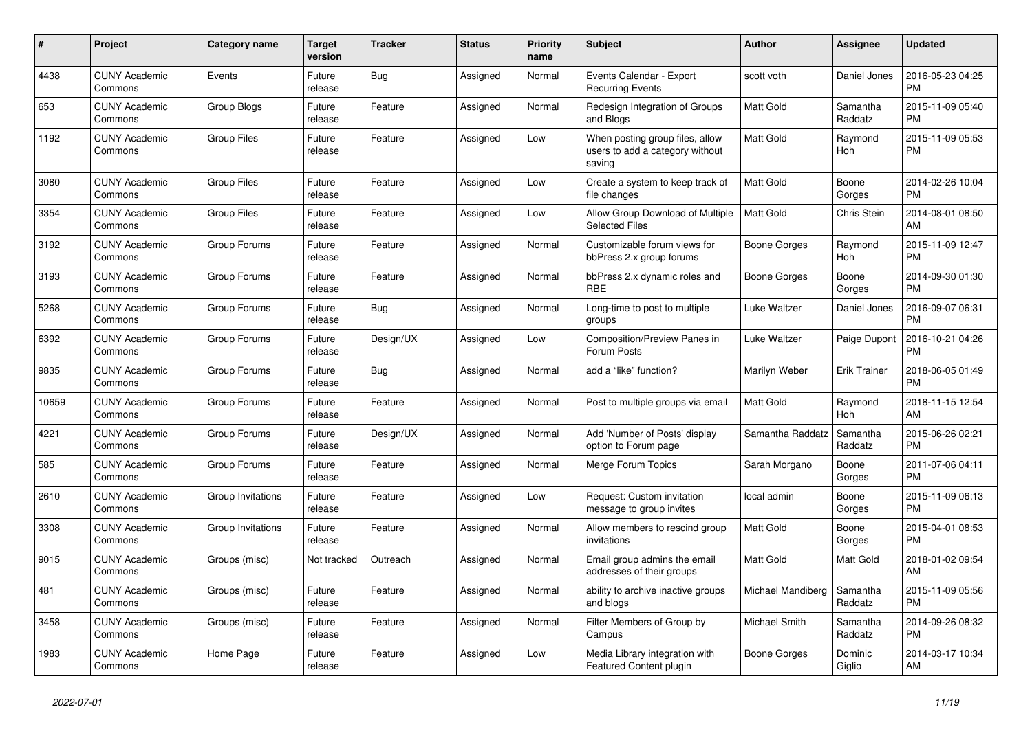| # | Project | Category name | Target version | Tracker | Status | Priority name | Subject | Author | Assignee | Updated |
|---|---|---|---|---|---|---|---|---|---|---|
| 4438 | CUNY Academic Commons | Events | Future release | Bug | Assigned | Normal | Events Calendar - Export Recurring Events | scott voth | Daniel Jones | 2016-05-23 04:25 PM |
| 653 | CUNY Academic Commons | Group Blogs | Future release | Feature | Assigned | Normal | Redesign Integration of Groups and Blogs | Matt Gold | Samantha Raddatz | 2015-11-09 05:40 PM |
| 1192 | CUNY Academic Commons | Group Files | Future release | Feature | Assigned | Low | When posting group files, allow users to add a category without saving | Matt Gold | Raymond Hoh | 2015-11-09 05:53 PM |
| 3080 | CUNY Academic Commons | Group Files | Future release | Feature | Assigned | Low | Create a system to keep track of file changes | Matt Gold | Boone Gorges | 2014-02-26 10:04 PM |
| 3354 | CUNY Academic Commons | Group Files | Future release | Feature | Assigned | Low | Allow Group Download of Multiple Selected Files | Matt Gold | Chris Stein | 2014-08-01 08:50 AM |
| 3192 | CUNY Academic Commons | Group Forums | Future release | Feature | Assigned | Normal | Customizable forum views for bbPress 2.x group forums | Boone Gorges | Raymond Hoh | 2015-11-09 12:47 PM |
| 3193 | CUNY Academic Commons | Group Forums | Future release | Feature | Assigned | Normal | bbPress 2.x dynamic roles and RBE | Boone Gorges | Boone Gorges | 2014-09-30 01:30 PM |
| 5268 | CUNY Academic Commons | Group Forums | Future release | Bug | Assigned | Normal | Long-time to post to multiple groups | Luke Waltzer | Daniel Jones | 2016-09-07 06:31 PM |
| 6392 | CUNY Academic Commons | Group Forums | Future release | Design/UX | Assigned | Low | Composition/Preview Panes in Forum Posts | Luke Waltzer | Paige Dupont | 2016-10-21 04:26 PM |
| 9835 | CUNY Academic Commons | Group Forums | Future release | Bug | Assigned | Normal | add a "like" function? | Marilyn Weber | Erik Trainer | 2018-06-05 01:49 PM |
| 10659 | CUNY Academic Commons | Group Forums | Future release | Feature | Assigned | Normal | Post to multiple groups via email | Matt Gold | Raymond Hoh | 2018-11-15 12:54 AM |
| 4221 | CUNY Academic Commons | Group Forums | Future release | Design/UX | Assigned | Normal | Add 'Number of Posts' display option to Forum page | Samantha Raddatz | Samantha Raddatz | 2015-06-26 02:21 PM |
| 585 | CUNY Academic Commons | Group Forums | Future release | Feature | Assigned | Normal | Merge Forum Topics | Sarah Morgano | Boone Gorges | 2011-07-06 04:11 PM |
| 2610 | CUNY Academic Commons | Group Invitations | Future release | Feature | Assigned | Low | Request: Custom invitation message to group invites | local admin | Boone Gorges | 2015-11-09 06:13 PM |
| 3308 | CUNY Academic Commons | Group Invitations | Future release | Feature | Assigned | Normal | Allow members to rescind group invitations | Matt Gold | Boone Gorges | 2015-04-01 08:53 PM |
| 9015 | CUNY Academic Commons | Groups (misc) | Not tracked | Outreach | Assigned | Normal | Email group admins the email addresses of their groups | Matt Gold | Matt Gold | 2018-01-02 09:54 AM |
| 481 | CUNY Academic Commons | Groups (misc) | Future release | Feature | Assigned | Normal | ability to archive inactive groups and blogs | Michael Mandiberg | Samantha Raddatz | 2015-11-09 05:56 PM |
| 3458 | CUNY Academic Commons | Groups (misc) | Future release | Feature | Assigned | Normal | Filter Members of Group by Campus | Michael Smith | Samantha Raddatz | 2014-09-26 08:32 PM |
| 1983 | CUNY Academic Commons | Home Page | Future release | Feature | Assigned | Low | Media Library integration with Featured Content plugin | Boone Gorges | Dominic Giglio | 2014-03-17 10:34 AM |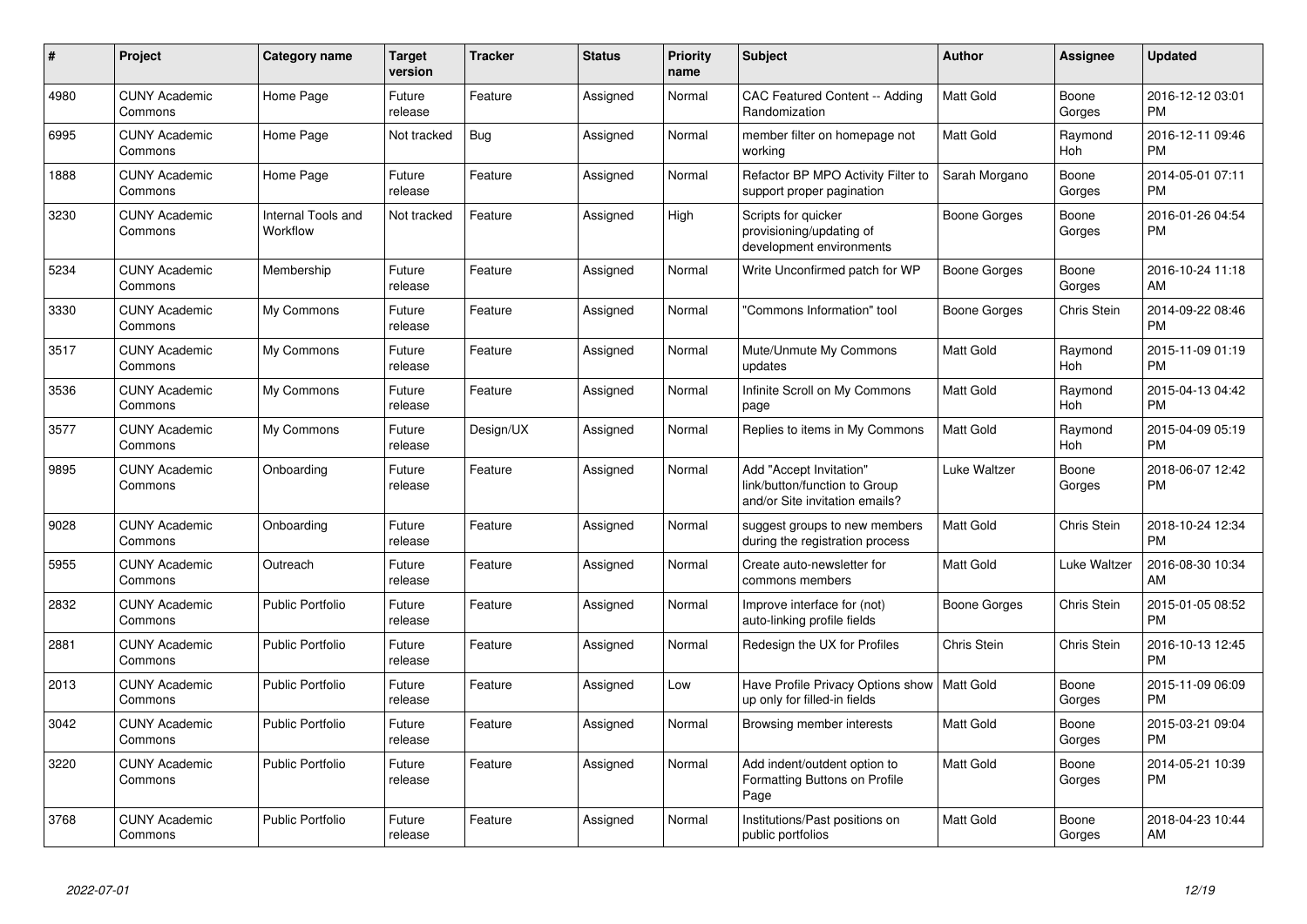| # | Project | Category name | Target version | Tracker | Status | Priority name | Subject | Author | Assignee | Updated |
|---|---|---|---|---|---|---|---|---|---|---|
| 4980 | CUNY Academic Commons | Home Page | Future release | Feature | Assigned | Normal | CAC Featured Content -- Adding Randomization | Matt Gold | Boone Gorges | 2016-12-12 03:01 PM |
| 6995 | CUNY Academic Commons | Home Page | Not tracked | Bug | Assigned | Normal | member filter on homepage not working | Matt Gold | Raymond Hoh | 2016-12-11 09:46 PM |
| 1888 | CUNY Academic Commons | Home Page | Future release | Feature | Assigned | Normal | Refactor BP MPO Activity Filter to support proper pagination | Sarah Morgano | Boone Gorges | 2014-05-01 07:11 PM |
| 3230 | CUNY Academic Commons | Internal Tools and Workflow | Not tracked | Feature | Assigned | High | Scripts for quicker provisioning/updating of development environments | Boone Gorges | Boone Gorges | 2016-01-26 04:54 PM |
| 5234 | CUNY Academic Commons | Membership | Future release | Feature | Assigned | Normal | Write Unconfirmed patch for WP | Boone Gorges | Boone Gorges | 2016-10-24 11:18 AM |
| 3330 | CUNY Academic Commons | My Commons | Future release | Feature | Assigned | Normal | "Commons Information" tool | Boone Gorges | Chris Stein | 2014-09-22 08:46 PM |
| 3517 | CUNY Academic Commons | My Commons | Future release | Feature | Assigned | Normal | Mute/Unmute My Commons updates | Matt Gold | Raymond Hoh | 2015-11-09 01:19 PM |
| 3536 | CUNY Academic Commons | My Commons | Future release | Feature | Assigned | Normal | Infinite Scroll on My Commons page | Matt Gold | Raymond Hoh | 2015-04-13 04:42 PM |
| 3577 | CUNY Academic Commons | My Commons | Future release | Design/UX | Assigned | Normal | Replies to items in My Commons | Matt Gold | Raymond Hoh | 2015-04-09 05:19 PM |
| 9895 | CUNY Academic Commons | Onboarding | Future release | Feature | Assigned | Normal | Add "Accept Invitation" link/button/function to Group and/or Site invitation emails? | Luke Waltzer | Boone Gorges | 2018-06-07 12:42 PM |
| 9028 | CUNY Academic Commons | Onboarding | Future release | Feature | Assigned | Normal | suggest groups to new members during the registration process | Matt Gold | Chris Stein | 2018-10-24 12:34 PM |
| 5955 | CUNY Academic Commons | Outreach | Future release | Feature | Assigned | Normal | Create auto-newsletter for commons members | Matt Gold | Luke Waltzer | 2016-08-30 10:34 AM |
| 2832 | CUNY Academic Commons | Public Portfolio | Future release | Feature | Assigned | Normal | Improve interface for (not) auto-linking profile fields | Boone Gorges | Chris Stein | 2015-01-05 08:52 PM |
| 2881 | CUNY Academic Commons | Public Portfolio | Future release | Feature | Assigned | Normal | Redesign the UX for Profiles | Chris Stein | Chris Stein | 2016-10-13 12:45 PM |
| 2013 | CUNY Academic Commons | Public Portfolio | Future release | Feature | Assigned | Low | Have Profile Privacy Options show up only for filled-in fields | Matt Gold | Boone Gorges | 2015-11-09 06:09 PM |
| 3042 | CUNY Academic Commons | Public Portfolio | Future release | Feature | Assigned | Normal | Browsing member interests | Matt Gold | Boone Gorges | 2015-03-21 09:04 PM |
| 3220 | CUNY Academic Commons | Public Portfolio | Future release | Feature | Assigned | Normal | Add indent/outdent option to Formatting Buttons on Profile Page | Matt Gold | Boone Gorges | 2014-05-21 10:39 PM |
| 3768 | CUNY Academic Commons | Public Portfolio | Future release | Feature | Assigned | Normal | Institutions/Past positions on public portfolios | Matt Gold | Boone Gorges | 2018-04-23 10:44 AM |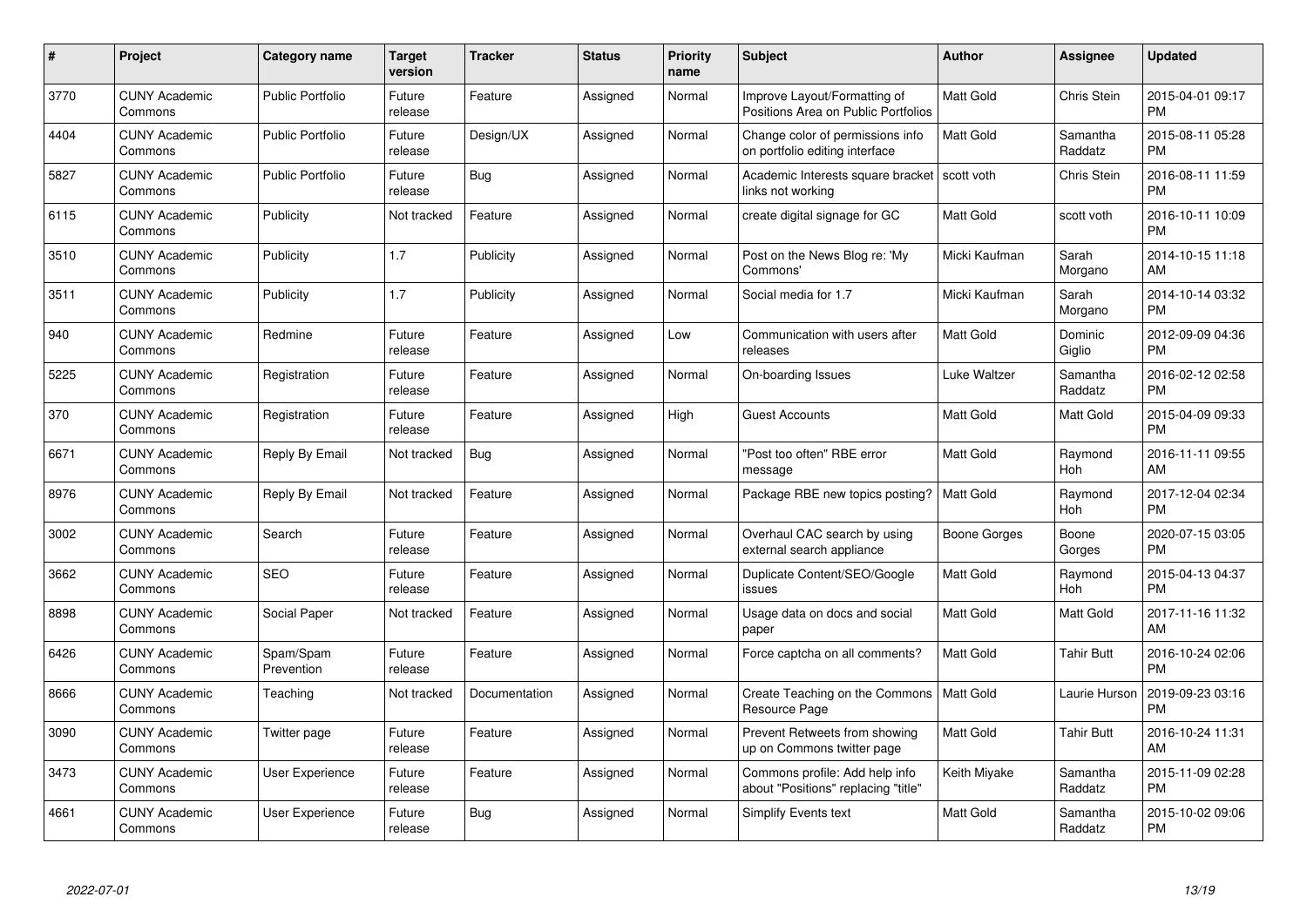| # | Project | Category name | Target version | Tracker | Status | Priority name | Subject | Author | Assignee | Updated |
|---|---|---|---|---|---|---|---|---|---|---|
| 3770 | CUNY Academic Commons | Public Portfolio | Future release | Feature | Assigned | Normal | Improve Layout/Formatting of Positions Area on Public Portfolios | Matt Gold | Chris Stein | 2015-04-01 09:17 PM |
| 4404 | CUNY Academic Commons | Public Portfolio | Future release | Design/UX | Assigned | Normal | Change color of permissions info on portfolio editing interface | Matt Gold | Samantha Raddatz | 2015-08-11 05:28 PM |
| 5827 | CUNY Academic Commons | Public Portfolio | Future release | Bug | Assigned | Normal | Academic Interests square bracket links not working | scott voth | Chris Stein | 2016-08-11 11:59 PM |
| 6115 | CUNY Academic Commons | Publicity | Not tracked | Feature | Assigned | Normal | create digital signage for GC | Matt Gold | scott voth | 2016-10-11 10:09 PM |
| 3510 | CUNY Academic Commons | Publicity | 1.7 | Publicity | Assigned | Normal | Post on the News Blog re: 'My Commons' | Micki Kaufman | Sarah Morgano | 2014-10-15 11:18 AM |
| 3511 | CUNY Academic Commons | Publicity | 1.7 | Publicity | Assigned | Normal | Social media for 1.7 | Micki Kaufman | Sarah Morgano | 2014-10-14 03:32 PM |
| 940 | CUNY Academic Commons | Redmine | Future release | Feature | Assigned | Low | Communication with users after releases | Matt Gold | Dominic Giglio | 2012-09-09 04:36 PM |
| 5225 | CUNY Academic Commons | Registration | Future release | Feature | Assigned | Normal | On-boarding Issues | Luke Waltzer | Samantha Raddatz | 2016-02-12 02:58 PM |
| 370 | CUNY Academic Commons | Registration | Future release | Feature | Assigned | High | Guest Accounts | Matt Gold | Matt Gold | 2015-04-09 09:33 PM |
| 6671 | CUNY Academic Commons | Reply By Email | Not tracked | Bug | Assigned | Normal | "Post too often" RBE error message | Matt Gold | Raymond Hoh | 2016-11-11 09:55 AM |
| 8976 | CUNY Academic Commons | Reply By Email | Not tracked | Feature | Assigned | Normal | Package RBE new topics posting? | Matt Gold | Raymond Hoh | 2017-12-04 02:34 PM |
| 3002 | CUNY Academic Commons | Search | Future release | Feature | Assigned | Normal | Overhaul CAC search by using external search appliance | Boone Gorges | Boone Gorges | 2020-07-15 03:05 PM |
| 3662 | CUNY Academic Commons | SEO | Future release | Feature | Assigned | Normal | Duplicate Content/SEO/Google issues | Matt Gold | Raymond Hoh | 2015-04-13 04:37 PM |
| 8898 | CUNY Academic Commons | Social Paper | Not tracked | Feature | Assigned | Normal | Usage data on docs and social paper | Matt Gold | Matt Gold | 2017-11-16 11:32 AM |
| 6426 | CUNY Academic Commons | Spam/Spam Prevention | Future release | Feature | Assigned | Normal | Force captcha on all comments? | Matt Gold | Tahir Butt | 2016-10-24 02:06 PM |
| 8666 | CUNY Academic Commons | Teaching | Not tracked | Documentation | Assigned | Normal | Create Teaching on the Commons Resource Page | Matt Gold | Laurie Hurson | 2019-09-23 03:16 PM |
| 3090 | CUNY Academic Commons | Twitter page | Future release | Feature | Assigned | Normal | Prevent Retweets from showing up on Commons twitter page | Matt Gold | Tahir Butt | 2016-10-24 11:31 AM |
| 3473 | CUNY Academic Commons | User Experience | Future release | Feature | Assigned | Normal | Commons profile: Add help info about "Positions" replacing "title" | Keith Miyake | Samantha Raddatz | 2015-11-09 02:28 PM |
| 4661 | CUNY Academic Commons | User Experience | Future release | Bug | Assigned | Normal | Simplify Events text | Matt Gold | Samantha Raddatz | 2015-10-02 09:06 PM |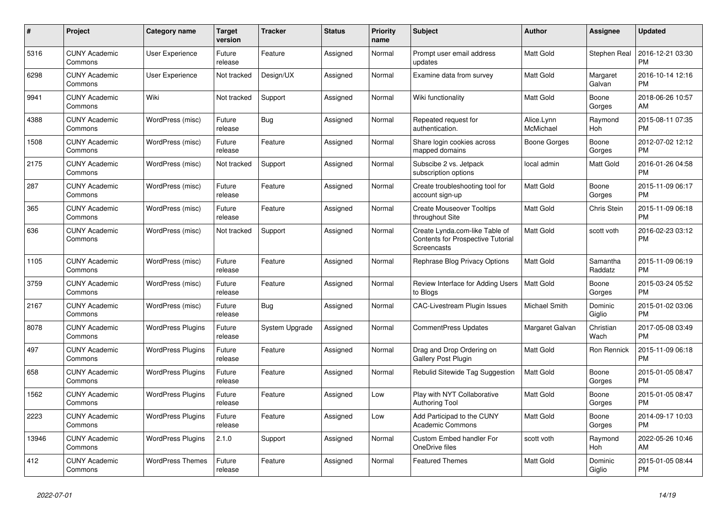| # | Project | Category name | Target version | Tracker | Status | Priority name | Subject | Author | Assignee | Updated |
|---|---|---|---|---|---|---|---|---|---|---|
| 5316 | CUNY Academic Commons | User Experience | Future release | Feature | Assigned | Normal | Prompt user email address updates | Matt Gold | Stephen Real | 2016-12-21 03:30 PM |
| 6298 | CUNY Academic Commons | User Experience | Not tracked | Design/UX | Assigned | Normal | Examine data from survey | Matt Gold | Margaret Galvan | 2016-10-14 12:16 PM |
| 9941 | CUNY Academic Commons | Wiki | Not tracked | Support | Assigned | Normal | Wiki functionality | Matt Gold | Boone Gorges | 2018-06-26 10:57 AM |
| 4388 | CUNY Academic Commons | WordPress (misc) | Future release | Bug | Assigned | Normal | Repeated request for authentication. | Alice.Lynn McMichael | Raymond Hoh | 2015-08-11 07:35 PM |
| 1508 | CUNY Academic Commons | WordPress (misc) | Future release | Feature | Assigned | Normal | Share login cookies across mapped domains | Boone Gorges | Boone Gorges | 2012-07-02 12:12 PM |
| 2175 | CUNY Academic Commons | WordPress (misc) | Not tracked | Support | Assigned | Normal | Subscibe 2 vs. Jetpack subscription options | local admin | Matt Gold | 2016-01-26 04:58 PM |
| 287 | CUNY Academic Commons | WordPress (misc) | Future release | Feature | Assigned | Normal | Create troubleshooting tool for account sign-up | Matt Gold | Boone Gorges | 2015-11-09 06:17 PM |
| 365 | CUNY Academic Commons | WordPress (misc) | Future release | Feature | Assigned | Normal | Create Mouseover Tooltips throughout Site | Matt Gold | Chris Stein | 2015-11-09 06:18 PM |
| 636 | CUNY Academic Commons | WordPress (misc) | Not tracked | Support | Assigned | Normal | Create Lynda.com-like Table of Contents for Prospective Tutorial Screencasts | Matt Gold | scott voth | 2016-02-23 03:12 PM |
| 1105 | CUNY Academic Commons | WordPress (misc) | Future release | Feature | Assigned | Normal | Rephrase Blog Privacy Options | Matt Gold | Samantha Raddatz | 2015-11-09 06:19 PM |
| 3759 | CUNY Academic Commons | WordPress (misc) | Future release | Feature | Assigned | Normal | Review Interface for Adding Users to Blogs | Matt Gold | Boone Gorges | 2015-03-24 05:52 PM |
| 2167 | CUNY Academic Commons | WordPress (misc) | Future release | Bug | Assigned | Normal | CAC-Livestream Plugin Issues | Michael Smith | Dominic Giglio | 2015-01-02 03:06 PM |
| 8078 | CUNY Academic Commons | WordPress Plugins | Future release | System Upgrade | Assigned | Normal | CommentPress Updates | Margaret Galvan | Christian Wach | 2017-05-08 03:49 PM |
| 497 | CUNY Academic Commons | WordPress Plugins | Future release | Feature | Assigned | Normal | Drag and Drop Ordering on Gallery Post Plugin | Matt Gold | Ron Rennick | 2015-11-09 06:18 PM |
| 658 | CUNY Academic Commons | WordPress Plugins | Future release | Feature | Assigned | Normal | Rebulid Sitewide Tag Suggestion | Matt Gold | Boone Gorges | 2015-01-05 08:47 PM |
| 1562 | CUNY Academic Commons | WordPress Plugins | Future release | Feature | Assigned | Low | Play with NYT Collaborative Authoring Tool | Matt Gold | Boone Gorges | 2015-01-05 08:47 PM |
| 2223 | CUNY Academic Commons | WordPress Plugins | Future release | Feature | Assigned | Low | Add Participad to the CUNY Academic Commons | Matt Gold | Boone Gorges | 2014-09-17 10:03 PM |
| 13946 | CUNY Academic Commons | WordPress Plugins | 2.1.0 | Support | Assigned | Normal | Custom Embed handler For OneDrive files | scott voth | Raymond Hoh | 2022-05-26 10:46 AM |
| 412 | CUNY Academic Commons | WordPress Themes | Future release | Feature | Assigned | Normal | Featured Themes | Matt Gold | Dominic Giglio | 2015-01-05 08:44 PM |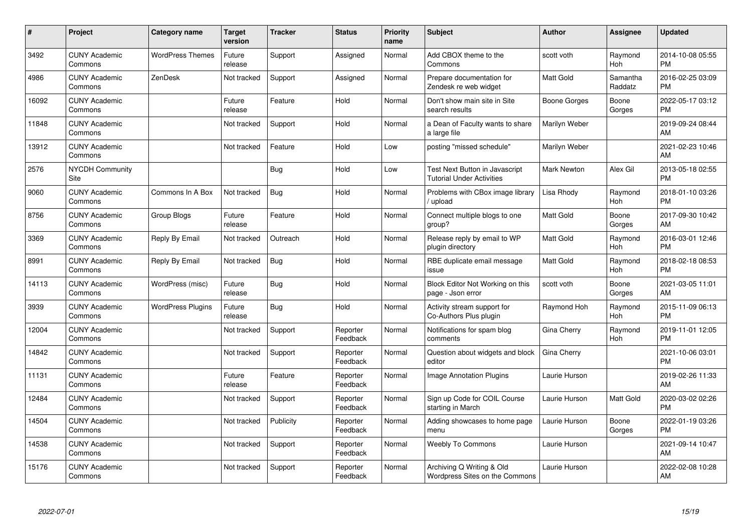| # | Project | Category name | Target version | Tracker | Status | Priority name | Subject | Author | Assignee | Updated |
|---|---|---|---|---|---|---|---|---|---|---|
| 3492 | CUNY Academic Commons | WordPress Themes | Future release | Support | Assigned | Normal | Add CBOX theme to the Commons | scott voth | Raymond Hoh | 2014-10-08 05:55 PM |
| 4986 | CUNY Academic Commons | ZenDesk | Not tracked | Support | Assigned | Normal | Prepare documentation for Zendesk re web widget | Matt Gold | Samantha Raddatz | 2016-02-25 03:09 PM |
| 16092 | CUNY Academic Commons | | Future release | Feature | Hold | Normal | Don't show main site in Site search results | Boone Gorges | Boone Gorges | 2022-05-17 03:12 PM |
| 11848 | CUNY Academic Commons | | Not tracked | Support | Hold | Normal | a Dean of Faculty wants to share a large file | Marilyn Weber | | 2019-09-24 08:44 AM |
| 13912 | CUNY Academic Commons | | Not tracked | Feature | Hold | Low | posting "missed schedule" | Marilyn Weber | | 2021-02-23 10:46 AM |
| 2576 | NYCDH Community Site | | | Bug | Hold | Low | Test Next Button in Javascript Tutorial Under Activities | Mark Newton | Alex Gil | 2013-05-18 02:55 PM |
| 9060 | CUNY Academic Commons | Commons In A Box | Not tracked | Bug | Hold | Normal | Problems with CBox image library / upload | Lisa Rhody | Raymond Hoh | 2018-01-10 03:26 PM |
| 8756 | CUNY Academic Commons | Group Blogs | Future release | Feature | Hold | Normal | Connect multiple blogs to one group? | Matt Gold | Boone Gorges | 2017-09-30 10:42 AM |
| 3369 | CUNY Academic Commons | Reply By Email | Not tracked | Outreach | Hold | Normal | Release reply by email to WP plugin directory | Matt Gold | Raymond Hoh | 2016-03-01 12:46 PM |
| 8991 | CUNY Academic Commons | Reply By Email | Not tracked | Bug | Hold | Normal | RBE duplicate email message issue | Matt Gold | Raymond Hoh | 2018-02-18 08:53 PM |
| 14113 | CUNY Academic Commons | WordPress (misc) | Future release | Bug | Hold | Normal | Block Editor Not Working on this page - Json error | scott voth | Boone Gorges | 2021-03-05 11:01 AM |
| 3939 | CUNY Academic Commons | WordPress Plugins | Future release | Bug | Hold | Normal | Activity stream support for Co-Authors Plus plugin | Raymond Hoh | Raymond Hoh | 2015-11-09 06:13 PM |
| 12004 | CUNY Academic Commons | | Not tracked | Support | Reporter Feedback | Normal | Notifications for spam blog comments | Gina Cherry | Raymond Hoh | 2019-11-01 12:05 PM |
| 14842 | CUNY Academic Commons | | Not tracked | Support | Reporter Feedback | Normal | Question about widgets and block editor | Gina Cherry | | 2021-10-06 03:01 PM |
| 11131 | CUNY Academic Commons | | Future release | Feature | Reporter Feedback | Normal | Image Annotation Plugins | Laurie Hurson | | 2019-02-26 11:33 AM |
| 12484 | CUNY Academic Commons | | Not tracked | Support | Reporter Feedback | Normal | Sign up Code for COIL Course starting in March | Laurie Hurson | Matt Gold | 2020-03-02 02:26 PM |
| 14504 | CUNY Academic Commons | | Not tracked | Publicity | Reporter Feedback | Normal | Adding showcases to home page menu | Laurie Hurson | Boone Gorges | 2022-01-19 03:26 PM |
| 14538 | CUNY Academic Commons | | Not tracked | Support | Reporter Feedback | Normal | Weebly To Commons | Laurie Hurson | | 2021-09-14 10:47 AM |
| 15176 | CUNY Academic Commons | | Not tracked | Support | Reporter Feedback | Normal | Archiving Q Writing & Old Wordpress Sites on the Commons | Laurie Hurson | | 2022-02-08 10:28 AM |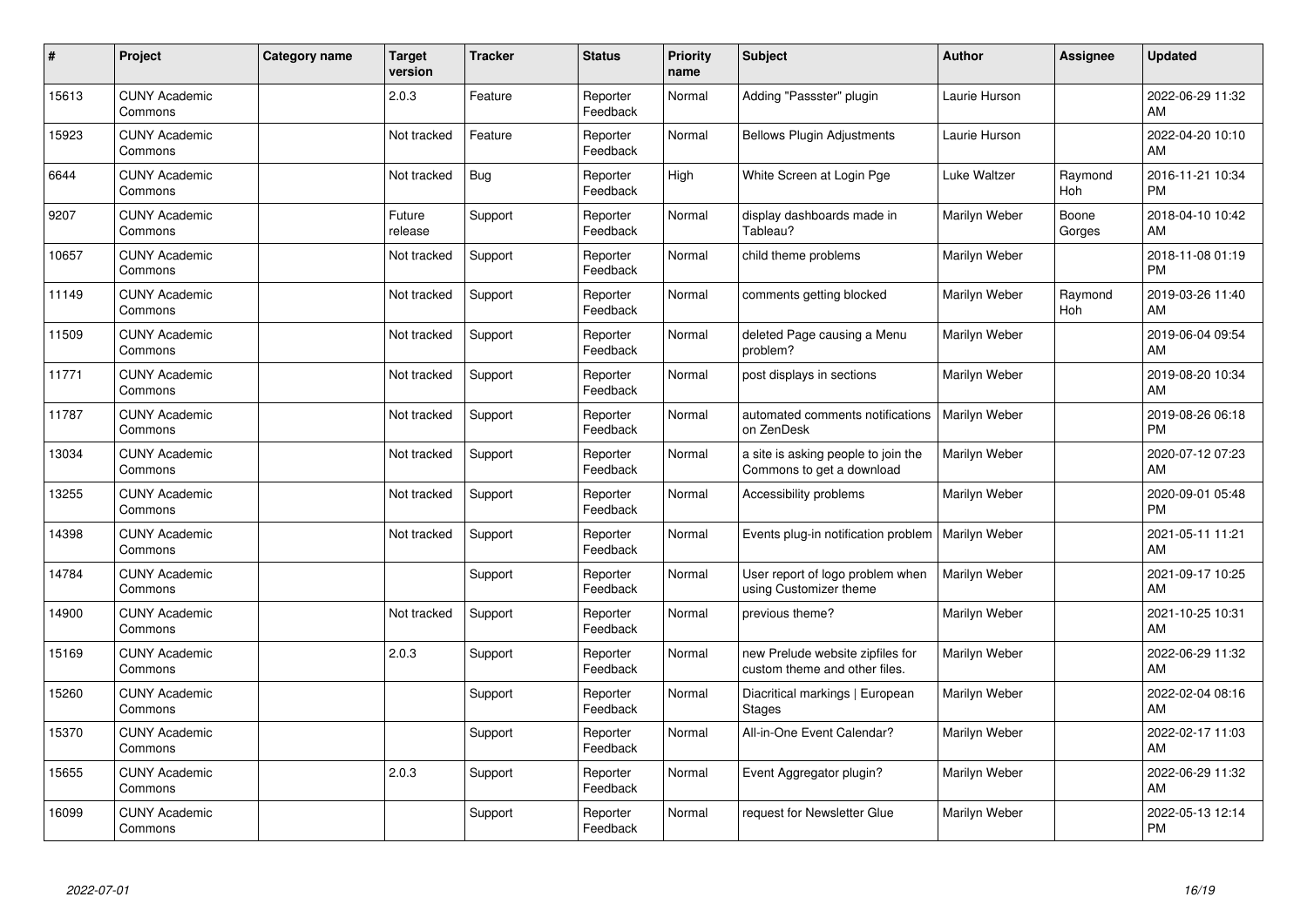| # | Project | Category name | Target version | Tracker | Status | Priority name | Subject | Author | Assignee | Updated |
|---|---|---|---|---|---|---|---|---|---|---|
| 15613 | CUNY Academic Commons | | 2.0.3 | Feature | Reporter Feedback | Normal | Adding "Passster" plugin | Laurie Hurson | | 2022-06-29 11:32 AM |
| 15923 | CUNY Academic Commons | | Not tracked | Feature | Reporter Feedback | Normal | Bellows Plugin Adjustments | Laurie Hurson | | 2022-04-20 10:10 AM |
| 6644 | CUNY Academic Commons | | Not tracked | Bug | Reporter Feedback | High | White Screen at Login Pge | Luke Waltzer | Raymond Hoh | 2016-11-21 10:34 PM |
| 9207 | CUNY Academic Commons | | Future release | Support | Reporter Feedback | Normal | display dashboards made in Tableau? | Marilyn Weber | Boone Gorges | 2018-04-10 10:42 AM |
| 10657 | CUNY Academic Commons | | Not tracked | Support | Reporter Feedback | Normal | child theme problems | Marilyn Weber | | 2018-11-08 01:19 PM |
| 11149 | CUNY Academic Commons | | Not tracked | Support | Reporter Feedback | Normal | comments getting blocked | Marilyn Weber | Raymond Hoh | 2019-03-26 11:40 AM |
| 11509 | CUNY Academic Commons | | Not tracked | Support | Reporter Feedback | Normal | deleted Page causing a Menu problem? | Marilyn Weber | | 2019-06-04 09:54 AM |
| 11771 | CUNY Academic Commons | | Not tracked | Support | Reporter Feedback | Normal | post displays in sections | Marilyn Weber | | 2019-08-20 10:34 AM |
| 11787 | CUNY Academic Commons | | Not tracked | Support | Reporter Feedback | Normal | automated comments notifications on ZenDesk | Marilyn Weber | | 2019-08-26 06:18 PM |
| 13034 | CUNY Academic Commons | | Not tracked | Support | Reporter Feedback | Normal | a site is asking people to join the Commons to get a download | Marilyn Weber | | 2020-07-12 07:23 AM |
| 13255 | CUNY Academic Commons | | Not tracked | Support | Reporter Feedback | Normal | Accessibility problems | Marilyn Weber | | 2020-09-01 05:48 PM |
| 14398 | CUNY Academic Commons | | Not tracked | Support | Reporter Feedback | Normal | Events plug-in notification problem | Marilyn Weber | | 2021-05-11 11:21 AM |
| 14784 | CUNY Academic Commons | | | Support | Reporter Feedback | Normal | User report of logo problem when using Customizer theme | Marilyn Weber | | 2021-09-17 10:25 AM |
| 14900 | CUNY Academic Commons | | Not tracked | Support | Reporter Feedback | Normal | previous theme? | Marilyn Weber | | 2021-10-25 10:31 AM |
| 15169 | CUNY Academic Commons | | 2.0.3 | Support | Reporter Feedback | Normal | new Prelude website zipfiles for custom theme and other files. | Marilyn Weber | | 2022-06-29 11:32 AM |
| 15260 | CUNY Academic Commons | | | Support | Reporter Feedback | Normal | Diacritical markings \| European Stages | Marilyn Weber | | 2022-02-04 08:16 AM |
| 15370 | CUNY Academic Commons | | | Support | Reporter Feedback | Normal | All-in-One Event Calendar? | Marilyn Weber | | 2022-02-17 11:03 AM |
| 15655 | CUNY Academic Commons | | 2.0.3 | Support | Reporter Feedback | Normal | Event Aggregator plugin? | Marilyn Weber | | 2022-06-29 11:32 AM |
| 16099 | CUNY Academic Commons | | | Support | Reporter Feedback | Normal | request for Newsletter Glue | Marilyn Weber | | 2022-05-13 12:14 PM |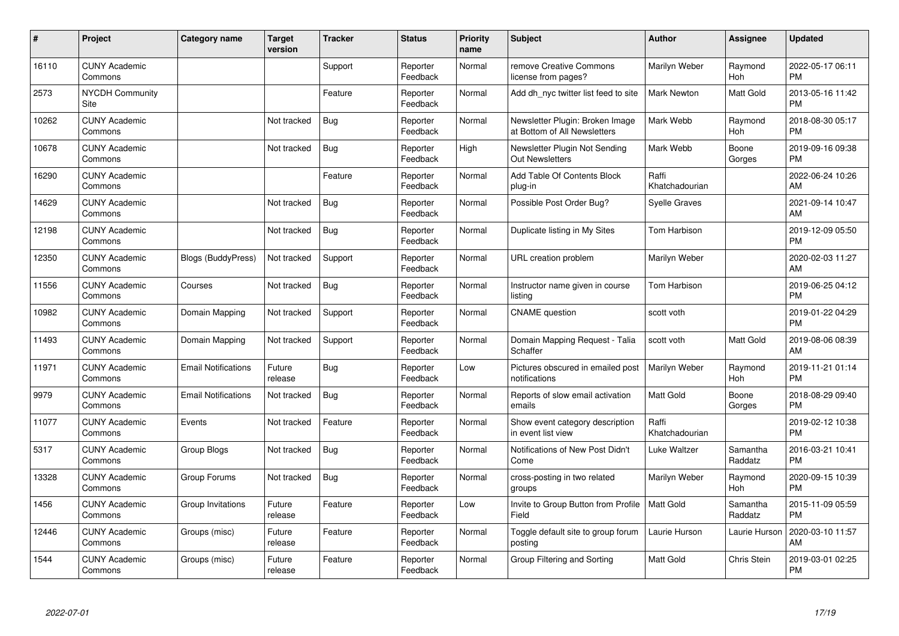| # | Project | Category name | Target version | Tracker | Status | Priority name | Subject | Author | Assignee | Updated |
|---|---|---|---|---|---|---|---|---|---|---|
| 16110 | CUNY Academic Commons | | | Support | Reporter Feedback | Normal | remove Creative Commons license from pages? | Marilyn Weber | Raymond Hoh | 2022-05-17 06:11 PM |
| 2573 | NYCDH Community Site | | | Feature | Reporter Feedback | Normal | Add dh_nyc twitter list feed to site | Mark Newton | Matt Gold | 2013-05-16 11:42 PM |
| 10262 | CUNY Academic Commons | | Not tracked | Bug | Reporter Feedback | Normal | Newsletter Plugin: Broken Image at Bottom of All Newsletters | Mark Webb | Raymond Hoh | 2018-08-30 05:17 PM |
| 10678 | CUNY Academic Commons | | Not tracked | Bug | Reporter Feedback | High | Newsletter Plugin Not Sending Out Newsletters | Mark Webb | Boone Gorges | 2019-09-16 09:38 PM |
| 16290 | CUNY Academic Commons | | | Feature | Reporter Feedback | Normal | Add Table Of Contents Block plug-in | Raffi Khatchadourian | | 2022-06-24 10:26 AM |
| 14629 | CUNY Academic Commons | | Not tracked | Bug | Reporter Feedback | Normal | Possible Post Order Bug? | Syelle Graves | | 2021-09-14 10:47 AM |
| 12198 | CUNY Academic Commons | | Not tracked | Bug | Reporter Feedback | Normal | Duplicate listing in My Sites | Tom Harbison | | 2019-12-09 05:50 PM |
| 12350 | CUNY Academic Commons | Blogs (BuddyPress) | Not tracked | Support | Reporter Feedback | Normal | URL creation problem | Marilyn Weber | | 2020-02-03 11:27 AM |
| 11556 | CUNY Academic Commons | Courses | Not tracked | Bug | Reporter Feedback | Normal | Instructor name given in course listing | Tom Harbison | | 2019-06-25 04:12 PM |
| 10982 | CUNY Academic Commons | Domain Mapping | Not tracked | Support | Reporter Feedback | Normal | CNAME question | scott voth | | 2019-01-22 04:29 PM |
| 11493 | CUNY Academic Commons | Domain Mapping | Not tracked | Support | Reporter Feedback | Normal | Domain Mapping Request - Talia Schaffer | scott voth | Matt Gold | 2019-08-06 08:39 AM |
| 11971 | CUNY Academic Commons | Email Notifications | Future release | Bug | Reporter Feedback | Low | Pictures obscured in emailed post notifications | Marilyn Weber | Raymond Hoh | 2019-11-21 01:14 PM |
| 9979 | CUNY Academic Commons | Email Notifications | Not tracked | Bug | Reporter Feedback | Normal | Reports of slow email activation emails | Matt Gold | Boone Gorges | 2018-08-29 09:40 PM |
| 11077 | CUNY Academic Commons | Events | Not tracked | Feature | Reporter Feedback | Normal | Show event category description in event list view | Raffi Khatchadourian | | 2019-02-12 10:38 PM |
| 5317 | CUNY Academic Commons | Group Blogs | Not tracked | Bug | Reporter Feedback | Normal | Notifications of New Post Didn't Come | Luke Waltzer | Samantha Raddatz | 2016-03-21 10:41 PM |
| 13328 | CUNY Academic Commons | Group Forums | Not tracked | Bug | Reporter Feedback | Normal | cross-posting in two related groups | Marilyn Weber | Raymond Hoh | 2020-09-15 10:39 PM |
| 1456 | CUNY Academic Commons | Group Invitations | Future release | Feature | Reporter Feedback | Low | Invite to Group Button from Profile Field | Matt Gold | Samantha Raddatz | 2015-11-09 05:59 PM |
| 12446 | CUNY Academic Commons | Groups (misc) | Future release | Feature | Reporter Feedback | Normal | Toggle default site to group forum posting | Laurie Hurson | Laurie Hurson | 2020-03-10 11:57 AM |
| 1544 | CUNY Academic Commons | Groups (misc) | Future release | Feature | Reporter Feedback | Normal | Group Filtering and Sorting | Matt Gold | Chris Stein | 2019-03-01 02:25 PM |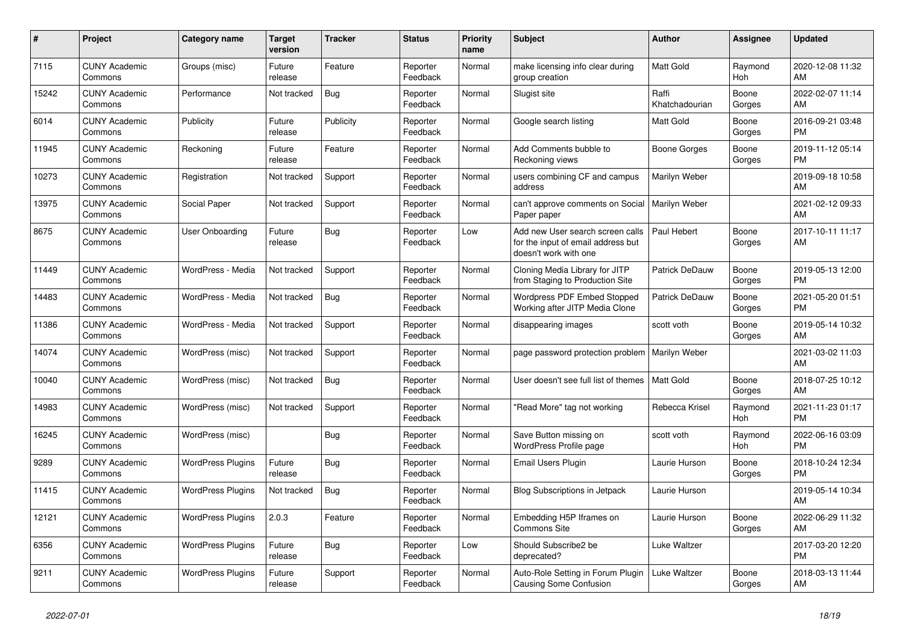| # | Project | Category name | Target version | Tracker | Status | Priority name | Subject | Author | Assignee | Updated |
|---|---|---|---|---|---|---|---|---|---|---|
| 7115 | CUNY Academic Commons | Groups (misc) | Future release | Feature | Reporter Feedback | Normal | make licensing info clear during group creation | Matt Gold | Raymond Hoh | 2020-12-08 11:32 AM |
| 15242 | CUNY Academic Commons | Performance | Not tracked | Bug | Reporter Feedback | Normal | Slugist site | Raffi Khatchadourian | Boone Gorges | 2022-02-07 11:14 AM |
| 6014 | CUNY Academic Commons | Publicity | Future release | Publicity | Reporter Feedback | Normal | Google search listing | Matt Gold | Boone Gorges | 2016-09-21 03:48 PM |
| 11945 | CUNY Academic Commons | Reckoning | Future release | Feature | Reporter Feedback | Normal | Add Comments bubble to Reckoning views | Boone Gorges | Boone Gorges | 2019-11-12 05:14 PM |
| 10273 | CUNY Academic Commons | Registration | Not tracked | Support | Reporter Feedback | Normal | users combining CF and campus address | Marilyn Weber | | 2019-09-18 10:58 AM |
| 13975 | CUNY Academic Commons | Social Paper | Not tracked | Support | Reporter Feedback | Normal | can't approve comments on Social Paper paper | Marilyn Weber | | 2021-02-12 09:33 AM |
| 8675 | CUNY Academic Commons | User Onboarding | Future release | Bug | Reporter Feedback | Low | Add new User search screen calls for the input of email address but doesn't work with one | Paul Hebert | Boone Gorges | 2017-10-11 11:17 AM |
| 11449 | CUNY Academic Commons | WordPress - Media | Not tracked | Support | Reporter Feedback | Normal | Cloning Media Library for JITP from Staging to Production Site | Patrick DeDauw | Boone Gorges | 2019-05-13 12:00 PM |
| 14483 | CUNY Academic Commons | WordPress - Media | Not tracked | Bug | Reporter Feedback | Normal | Wordpress PDF Embed Stopped Working after JITP Media Clone | Patrick DeDauw | Boone Gorges | 2021-05-20 01:51 PM |
| 11386 | CUNY Academic Commons | WordPress - Media | Not tracked | Support | Reporter Feedback | Normal | disappearing images | scott voth | Boone Gorges | 2019-05-14 10:32 AM |
| 14074 | CUNY Academic Commons | WordPress (misc) | Not tracked | Support | Reporter Feedback | Normal | page password protection problem | Marilyn Weber | | 2021-03-02 11:03 AM |
| 10040 | CUNY Academic Commons | WordPress (misc) | Not tracked | Bug | Reporter Feedback | Normal | User doesn't see full list of themes | Matt Gold | Boone Gorges | 2018-07-25 10:12 AM |
| 14983 | CUNY Academic Commons | WordPress (misc) | Not tracked | Support | Reporter Feedback | Normal | "Read More" tag not working | Rebecca Krisel | Raymond Hoh | 2021-11-23 01:17 PM |
| 16245 | CUNY Academic Commons | WordPress (misc) | | Bug | Reporter Feedback | Normal | Save Button missing on WordPress Profile page | scott voth | Raymond Hoh | 2022-06-16 03:09 PM |
| 9289 | CUNY Academic Commons | WordPress Plugins | Future release | Bug | Reporter Feedback | Normal | Email Users Plugin | Laurie Hurson | Boone Gorges | 2018-10-24 12:34 PM |
| 11415 | CUNY Academic Commons | WordPress Plugins | Not tracked | Bug | Reporter Feedback | Normal | Blog Subscriptions in Jetpack | Laurie Hurson | | 2019-05-14 10:34 AM |
| 12121 | CUNY Academic Commons | WordPress Plugins | 2.0.3 | Feature | Reporter Feedback | Normal | Embedding H5P Iframes on Commons Site | Laurie Hurson | Boone Gorges | 2022-06-29 11:32 AM |
| 6356 | CUNY Academic Commons | WordPress Plugins | Future release | Bug | Reporter Feedback | Low | Should Subscribe2 be deprecated? | Luke Waltzer | | 2017-03-20 12:20 PM |
| 9211 | CUNY Academic Commons | WordPress Plugins | Future release | Support | Reporter Feedback | Normal | Auto-Role Setting in Forum Plugin Causing Some Confusion | Luke Waltzer | Boone Gorges | 2018-03-13 11:44 AM |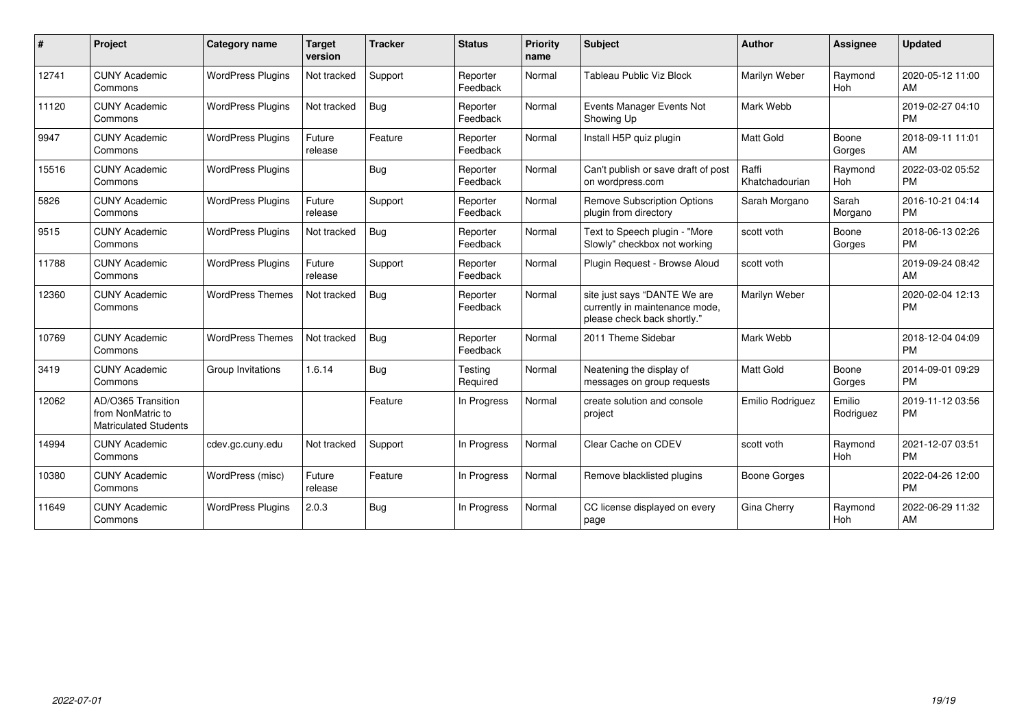| # | Project | Category name | Target version | Tracker | Status | Priority name | Subject | Author | Assignee | Updated |
|---|---|---|---|---|---|---|---|---|---|---|
| 12741 | CUNY Academic Commons | WordPress Plugins | Not tracked | Support | Reporter Feedback | Normal | Tableau Public Viz Block | Marilyn Weber | Raymond Hoh | 2020-05-12 11:00 AM |
| 11120 | CUNY Academic Commons | WordPress Plugins | Not tracked | Bug | Reporter Feedback | Normal | Events Manager Events Not Showing Up | Mark Webb | | 2019-02-27 04:10 PM |
| 9947 | CUNY Academic Commons | WordPress Plugins | Future release | Feature | Reporter Feedback | Normal | Install H5P quiz plugin | Matt Gold | Boone Gorges | 2018-09-11 11:01 AM |
| 15516 | CUNY Academic Commons | WordPress Plugins | | Bug | Reporter Feedback | Normal | Can't publish or save draft of post on wordpress.com | Raffi Khatchadourian | Raymond Hoh | 2022-03-02 05:52 PM |
| 5826 | CUNY Academic Commons | WordPress Plugins | Future release | Support | Reporter Feedback | Normal | Remove Subscription Options plugin from directory | Sarah Morgano | Sarah Morgano | 2016-10-21 04:14 PM |
| 9515 | CUNY Academic Commons | WordPress Plugins | Not tracked | Bug | Reporter Feedback | Normal | Text to Speech plugin - "More Slowly" checkbox not working | scott voth | Boone Gorges | 2018-06-13 02:26 PM |
| 11788 | CUNY Academic Commons | WordPress Plugins | Future release | Support | Reporter Feedback | Normal | Plugin Request - Browse Aloud | scott voth | | 2019-09-24 08:42 AM |
| 12360 | CUNY Academic Commons | WordPress Themes | Not tracked | Bug | Reporter Feedback | Normal | site just says "DANTE We are currently in maintenance mode, please check back shortly." | Marilyn Weber | | 2020-02-04 12:13 PM |
| 10769 | CUNY Academic Commons | WordPress Themes | Not tracked | Bug | Reporter Feedback | Normal | 2011 Theme Sidebar | Mark Webb | | 2018-12-04 04:09 PM |
| 3419 | CUNY Academic Commons | Group Invitations | 1.6.14 | Bug | Testing Required | Normal | Neatening the display of messages on group requests | Matt Gold | Boone Gorges | 2014-09-01 09:29 PM |
| 12062 | AD/O365 Transition from NonMatric to Matriculated Students | | | Feature | In Progress | Normal | create solution and console project | Emilio Rodriguez | Emilio Rodriguez | 2019-11-12 03:56 PM |
| 14994 | CUNY Academic Commons | cdev.gc.cuny.edu | Not tracked | Support | In Progress | Normal | Clear Cache on CDEV | scott voth | Raymond Hoh | 2021-12-07 03:51 PM |
| 10380 | CUNY Academic Commons | WordPress (misc) | Future release | Feature | In Progress | Normal | Remove blacklisted plugins | Boone Gorges | | 2022-04-26 12:00 PM |
| 11649 | CUNY Academic Commons | WordPress Plugins | 2.0.3 | Bug | In Progress | Normal | CC license displayed on every page | Gina Cherry | Raymond Hoh | 2022-06-29 11:32 AM |